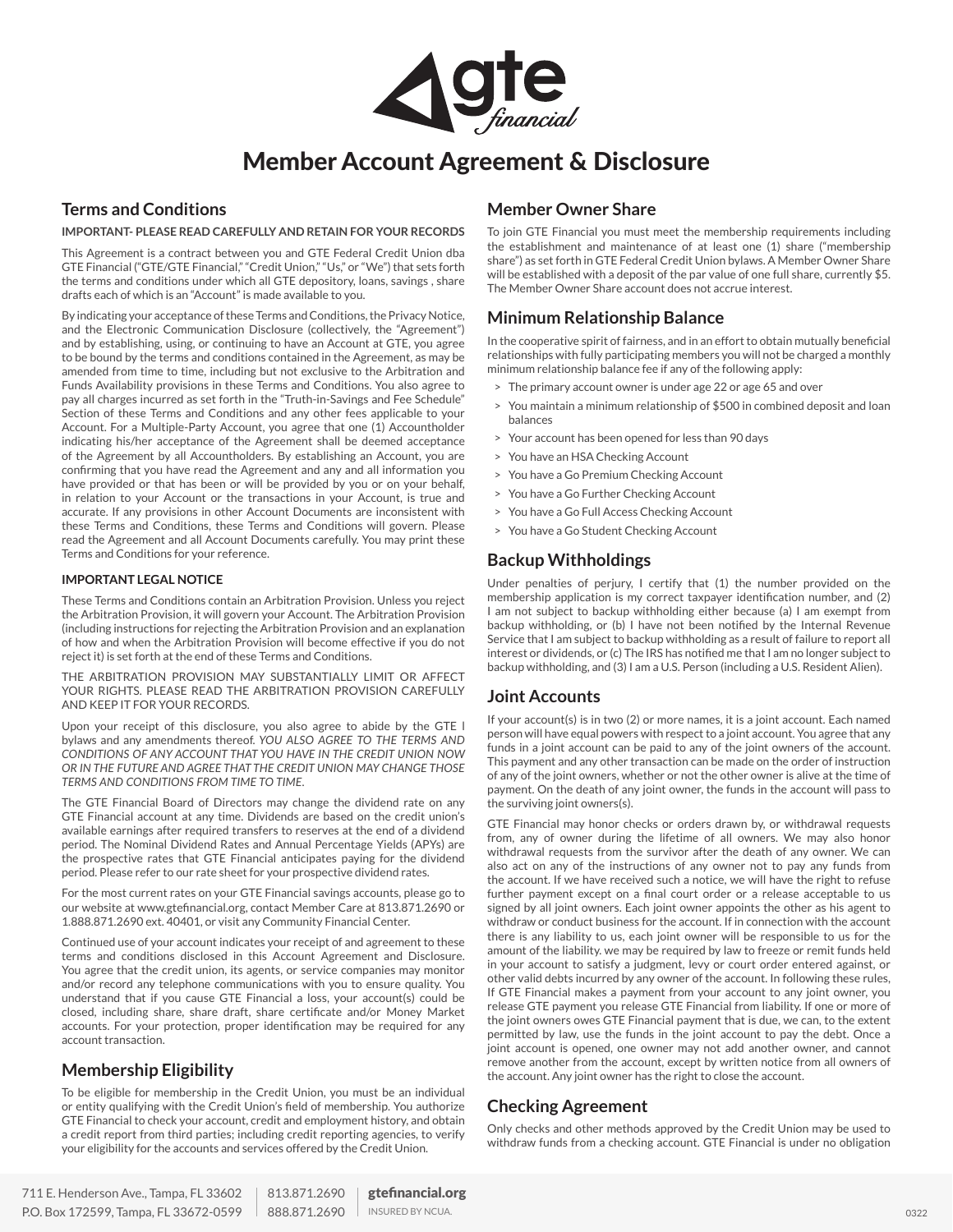# Member Account Agreement & Disclosure

## Terms and Conditions

**IMPORTANT- PLEASE READ CAREFULLY AND RETAIN FOR YOUR RECORDS**

This Agreement is a contract between you and GTE Federal Credit Union dba GTE Financial ("GTE/GTE Financial," "Credit Union," "Us," or "We") that sets forth the terms and conditions under which all GTE depository, loans, savings , share drafts each of which is an "Account" is made available to you.

By indicating your acceptance of these Terms and Conditions, the Privacy Notice, and the Electronic Communication Disclosure (collectively, the "Agreement") and by establishing, using, or continuing to have an Account at GTE, you agree to be bound by the terms and conditions contained in the Agreement, as may be amended from time to time, including but not exclusive to the Arbitration and Funds Availability provisions in these Terms and Conditions. You also agree to pay all charges incurred as set forth in the "Truth-in-Savings and Fee Schedule" Section of these Terms and Conditions and any other fees applicable to your Account. For a Multiple-Party Account, you agree that one (1) Accountholder indicating his/her acceptance of the Agreement shall be deemed acceptance of the Agreement by all Accountholders. By establishing an Account, you are confirming that you have read the Agreement and any and all information you have provided or that has been or will be provided by you or on your behalf, in relation to your Account or the transactions in your Account, is true and accurate. If any provisions in other Account Documents are inconsistent with these Terms and Conditions, these Terms and Conditions will govern. Please read the Agreement and all Account Documents carefully. You may print these Terms and Conditions for your reference.

**IMPORTANT LEGAL NOTICE**

These Terms and Conditions contain an Arbitration Provision. Unless you reject the Arbitration Provision, it will govern your Account. The Arbitration Provision (including instructions for rejecting the Arbitration Provision and an explanation of how and when the Arbitration Provision will become effective if you do not reject it) is set forth at the end of these Terms and Conditions.

THE ARBITRATION PROVISION MAY SUBSTANTIALLY LIMIT OR AFFECT YOUR RIGHTS. PLEASE READ THE ARBITRATION PROVISION CAREFULLY AND KEEP IT FOR YOUR RECORDS.

Upon your receipt of this disclosure, you also agree to abide by the GTE I bylaws and any amendments thereof. *YOU ALSO AGREE TO THE TERMS AND CONDITIONS OF ANY ACCOUNT THAT YOU HAVE IN THE CREDIT UNION NOW OR IN THE FUTURE AND AGREE THAT THE CREDIT UNION MAY CHANGE THOSE TERMS AND CONDITIONS FROM TIME TO TIME.*

The GTE Financial Board of Directors may change the dividend rate on any GTE Financial account at any time. Dividends are based on the credit union's available earnings after required transfers to reserves at the end of a dividend period. The Nominal Dividend Rates and Annual Percentage Yields (APYs) are the prospective rates that GTE Financial anticipates paying for the dividend period. Please refer to our rate sheet for your prospective dividend rates.

For the most current rates on your GTE Financial savings accounts, please go to our website at www.gtefinancial.org, contact Member Care at 813.871.2690 or 1.888.871.2690 ext. 40401, or visit any Community Financial Center.

Continued use of your account indicates your receipt of and agreement to these terms and conditions disclosed in this Account Agreement and Disclosure. You agree that the credit union, its agents, or service companies may monitor and/or record any telephone communications with you to ensure quality. You understand that if you cause GTE Financial a loss, your account(s) could be closed, including share, share draft, share certificate and/or Money Market accounts. For your protection, proper identification may be required for any account transaction.

## Membership Eligibility

To be eligible for membership in the Credit Union, you must be an individual or entity qualifying with the Credit Union's field of membership. You authorize GTE Financial to check your account, credit and employment history, and obtain a credit report from third parties; including credit reporting agencies, to verify your eligibility for the accounts and services offered by the Credit Union.

## Member Owner Share

To join GTE Financial you must meet the membership requirements including the establishment and maintenance of at least one (1) share ("membership share") as set forth in GTE Federal Credit Union bylaws. A Member Owner Share will be established with a deposit of the par value of one full share, currently $5. The Member Owner Share account does not accrue interest.

## Minimum Relationship Balance

In the cooperative spirit of fairness, and in an effort to obtain mutually beneficial relationships with fully participating members you will not be charged a monthly minimum relationship balance fee if any of the following apply:

- The primary account owner is under age 22 or age 65 and over
- You maintain a minimum relationship of $500 in combined deposit and loan balances
- Your account has been opened for less than 90 days
- You have an HSA Checking Account
- You have a Go Premium Checking Account
- You have a Go Further Checking Account
- You have a Go Full Access Checking Account
- You have a Go Student Checking Account

## Backup Withholdings

Under penalties of perjury, I certify that (1) the number provided on the membership application is my correct taxpayer identification number, and (2) I am not subject to backup withholding either because (a) I am exempt from backup withholding, or (b) I have not been notified by the Internal Revenue Service that I am subject to backup withholding as a result of failure to report all interest or dividends, or (c) The IRS has notified me that I am no longer subject to backup withholding, and (3) I am a U.S. Person (including a U.S. Resident Alien).

## Joint Accounts

If your account(s) is in two (2) or more names, it is a joint account. Each named person will have equal powers with respect to a joint account. You agree that any funds in a joint account can be paid to any of the joint owners of the account. This payment and any other transaction can be made on the order of instruction of any of the joint owners, whether or not the other owner is alive at the time of payment. On the death of any joint owner, the funds in the account will pass to the surviving joint owners(s).

GTE Financial may honor checks or orders drawn by, or withdrawal requests from, any of owner during the lifetime of all owners. We may also honor withdrawal requests from the survivor after the death of any owner. We can also act on any of the instructions of any owner not to pay any funds from the account. If we have received such a notice, we will have the right to refuse further payment except on a final court order or a release acceptable to us signed by all joint owners. Each joint owner appoints the other as his agent to withdraw or conduct business for the account. If in connection with the account there is any liability to us, each joint owner will be responsible to us for the amount of the liability. we may be required by law to freeze or remit funds held in your account to satisfy a judgment, levy or court order entered against, or other valid debts incurred by any owner of the account. In following these rules, If GTE Financial makes a payment from your account to any joint owner, you release GTE payment you release GTE Financial from liability. If one or more of the joint owners owes GTE Financial payment that is due, we can, to the extent permitted by law, use the funds in the joint account to pay the debt. Once a joint account is opened, one owner may not add another owner, and cannot remove another from the account, except by written notice from all owners of the account. Any joint owner has the right to close the account.

## Checking Agreement

Only checks and other methods approved by the Credit Union may be used to withdraw funds from a checking account. GTE Financial is under no obligation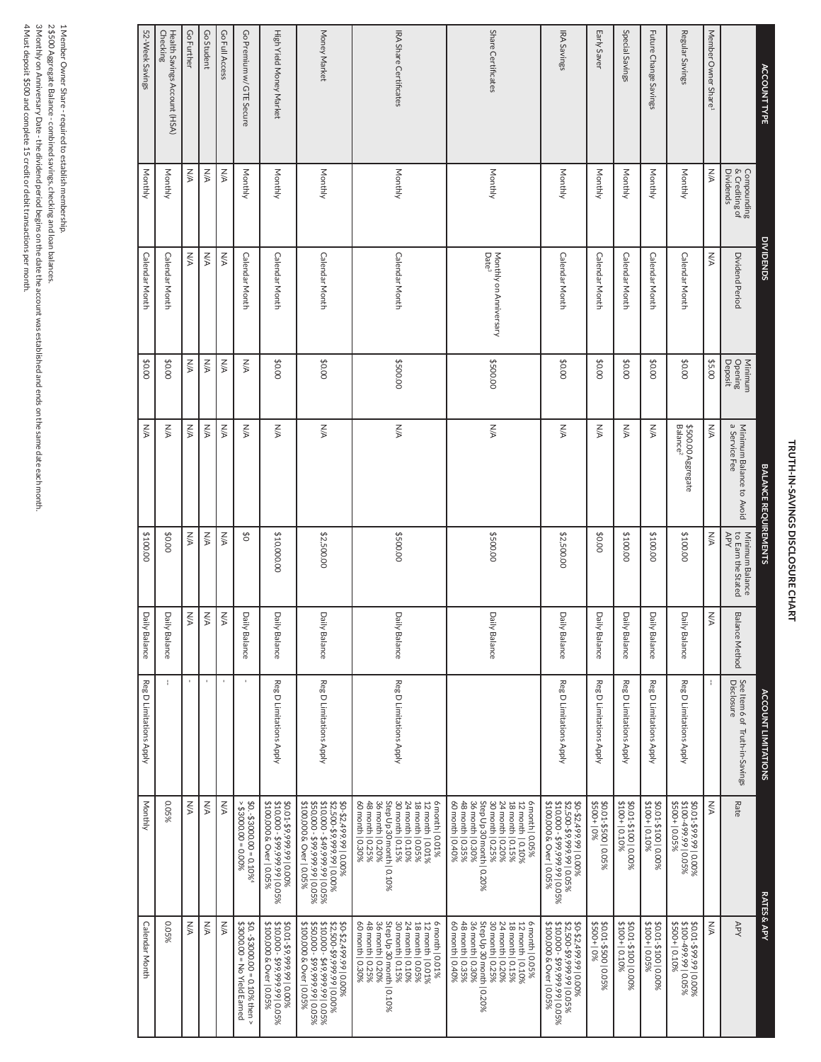# TRUTH-IN-SAVINGS DISCLOSURE CHART

| ACCOUNT TYPE | DIVIDENDS | | BALANCE REQUIREMENTS | | | | ACCOUNT LIMITATIONS | RATES & APY | |
|---|---|---|---|---|---|---|---|---|---|
| | Compounding & Crediting of Dividends | Dividend Period | Minimum Opening Deposit | Minimum Balance to Avoid a Service Fee | Minimum Balance to Earn the Stated APY | Balance Method | See Item 6 of Truth-In-Savings Disclosure | Rate | APY |
| Member Owner Share[1] | N/A | N/A | $5.00 | N/A | N/A | N/A | -- | N/A | N/A |
| Regular Savings | Monthly | Calendar Month | $0.00 | $500.00 Aggregate Balance[2] | $100.00 | Daily Balance | Reg D Limitations Apply | $0.01-$99.99 \| 0.00% $100-499.99 \| 0.05% $500+ \| 0.05% | $0.01-$99.99 \| 0.00% $100-499.99 \| 0.05% $500+ \| 0.10% |
| Future Change Savings | Monthly | Calendar Month | $0.00 | N/A | $100.00 | Daily Balance | Reg D Limitations Apply | $0.01-$100 \| 0.00% $100+ \| 0.10% | $0.01-$100 \| 0.00% $100+ \| 0.05% |
| Special Savings | Monthly | Calendar Month | $0.00 | N/A | $100.00 | Daily Balance | Reg D Limitations Apply | $0.01-$100 \| 0.00% $100+ \| 0.10% | $0.01-$100 \| 0.00% $100+ \| 0.10% |
| Early Saver | Monthly | Calendar Month | $0.00 | N/A | $0.00 | Daily Balance | Reg D Limitations Apply | $0.01-$500 \| 0.05% $500+ \| 0% | $0.01-$500 \| 0.05% $500+ \| 0% |
| IRA Savings | Monthly | Calendar Month | $0.00 | N/A | $2,500.00 | Daily Balance | Reg D Limitations Apply | $0-$2,499.99 \| 0.00% $2,500-$9,999.99 \| 0.05% $10,000 - $99,999.99 \| 0.05% $100,000 & Over \| 0.05% | $0-$2,499.99 \| 0.00% $2,500-$9,999.99 \| 0.05% $10,000 - $99,999.99 \| 0.05% $100,000 & Over \| 0.05% |
| Share Certificates | Monthly | Monthly on Anniversary Date[3] | $500.00 | N/A | $500.00 | Daily Balance | | 6 month \| 0.05% 12 month \| 0.10% 18 month \| 0.15% 24 month \| 0.20% 30 month \| 0.25% Step Up 30 month \| 0.20% 36 month \| 0.30% 48 month \| 0.35% 60 month \| 0.40% | 6 month \| 0.05% 12 month \| 0.10% 18 month \| 0.15% 24 month \| 0.20% 30 month \| 0.25% Step Up 30 month \| 0.20% 36 month \| 0.30% 48 month \| 0.35% 60 month \| 0.40% |
| IRA Share Certificates | Monthly | Calendar Month | $500.00 | N/A | $500.00 | Daily Balance | Reg D Limitations Apply | 6 month \| 0.01% 12 month \| 0.01% 18 month \| 0.05% 24 month \| 0.10% 30 month \| 0.15% Step Up 30 month \| 0.10% 36 month \| 0.20% 48 month \| 0.25% 60 month \| 0.30% | 6 month \| 0.01% 12 month \| 0.01% 18 month \| 0.05% 24 month \| 0.10% 30 month \| 0.15% Step Up 30 month \| 0.10% 36 month \| 0.20% 48 month \| 0.25% 60 month \| 0.30% |
| Money Market | Monthly | Calendar Month | $0.00 | N/A | $2,500.00 | Daily Balance | Reg D Limitations Apply | $0-$2,499.99 \| 0.00% $2,500-$9,999.99 \| 0.00% $10,000 - $49,999.99 \| 0.05% $50,000 - $99,999.99 \| 0.05% $100,000 & Over \| 0.05% | $0-$2,499.99 \| 0.00% $2,500-$9,999.99 \| 0.00% $10,000 - $49,999.99 \| 0.05% $50,000 - $99,999.99 \| 0.05% $100,000 & Over \| 0.05% |
| High Yield Money Market | Monthly | Calendar Month | $0.00 | N/A | $10,000.00 | Daily Balance | Reg D Limitations Apply | $0.01-$9,999.99 \| 0.00% $10,000 - $99,999.99 \| 0.05% $100,000 & Over \| 0.05% | $0.01-$9,999.99 \| 0.00% $10,000 - $99,999.99 \| 0.05% $100,000 & Over \| 0.05% |
| Go Premium w/ GTE Secure | Monthly | Calendar Month | N/A | N/A | $0 | Daily Balance | - | $0 - $3000.00 = 0.10%[4] > $3000.00 = 0.00% | $0 - $3000.00 = 0.10% then > $3000.00 = No Yield Earned |
| Go Full Access | N/A | N/A | N/A | N/A | N/A | N/A | - | N/A | N/A |
| Go Student | N/A | N/A | N/A | N/A | N/A | N/A | - | N/A | N/A |
| Go Further | N/A | N/A | N/A | N/A | N/A | N/A | - | N/A | N/A |
| Health Savings Account (HSA) Checking | Monthly | Calendar Month | $0.00 | N/A | $0.00 | Daily Balance | -- | 0.05% | 0.05% |
| 52-Week Savings | Monthly | Calendar Month | $0.00 | N/A | $100.00 | Daily Balance | Reg D Limitations Apply | Monthly | Calendar Month |

1 Member Owner Share - required to establish membership.
2 $500 Aggregate Balance - combined savings, checking and loan balances.
3 Monthly on Anniversary Date - the dividend period begins on the date the account was established and ends on the same date each month.
4 Must deposit $500 and complete 15 credit or debit transactions per month.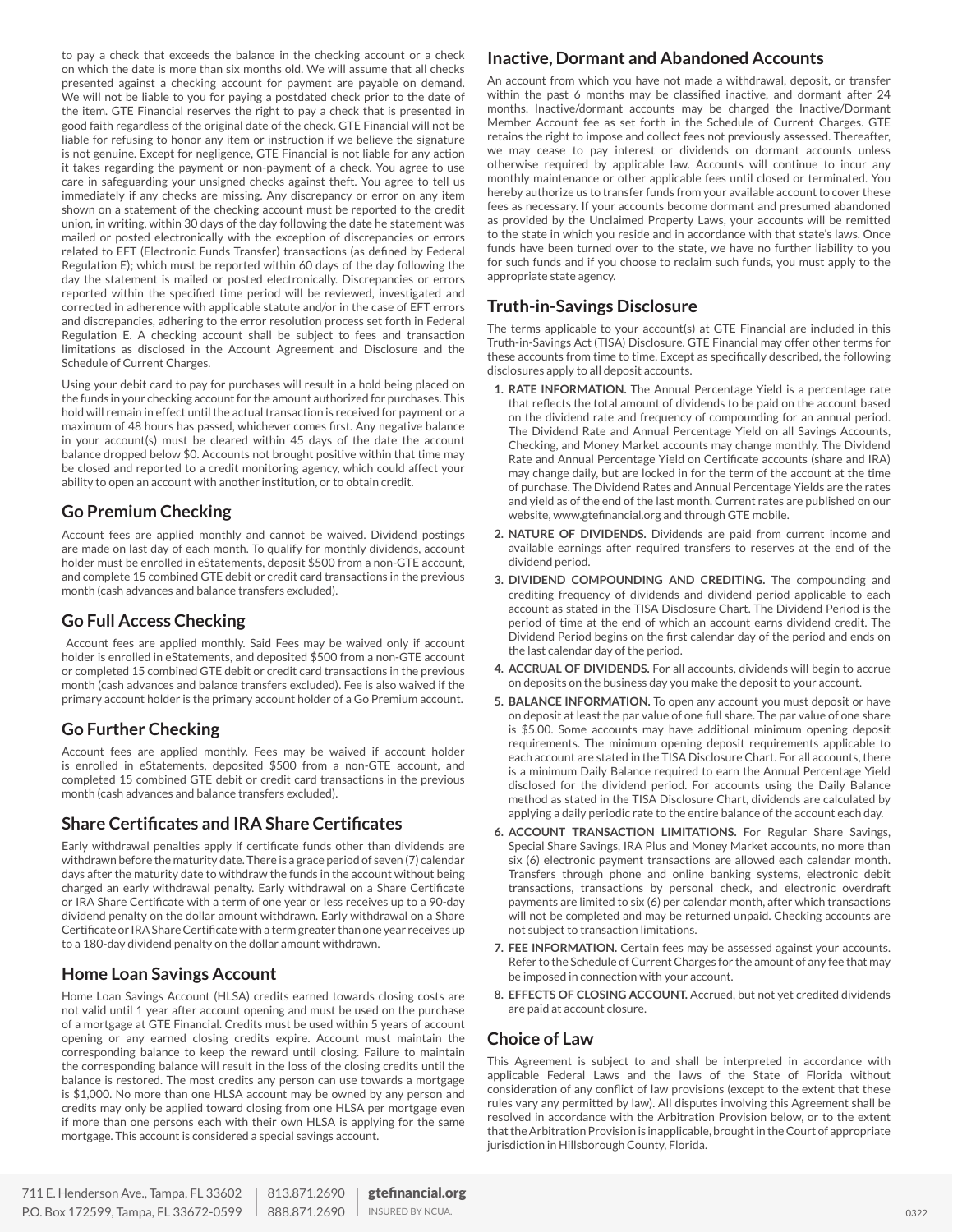to pay a check that exceeds the balance in the checking account or a check on which the date is more than six months old. We will assume that all checks presented against a checking account for payment are payable on demand. We will not be liable to you for paying a postdated check prior to the date of the item. GTE Financial reserves the right to pay a check that is presented in good faith regardless of the original date of the check. GTE Financial will not be liable for refusing to honor any item or instruction if we believe the signature is not genuine. Except for negligence, GTE Financial is not liable for any action it takes regarding the payment or non-payment of a check. You agree to use care in safeguarding your unsigned checks against theft. You agree to tell us immediately if any checks are missing. Any discrepancy or error on any item shown on a statement of the checking account must be reported to the credit union, in writing, within 30 days of the day following the date he statement was mailed or posted electronically with the exception of discrepancies or errors related to EFT (Electronic Funds Transfer) transactions (as defined by Federal Regulation E); which must be reported within 60 days of the day following the day the statement is mailed or posted electronically. Discrepancies or errors reported within the specified time period will be reviewed, investigated and corrected in adherence with applicable statute and/or in the case of EFT errors and discrepancies, adhering to the error resolution process set forth in Federal Regulation E. A checking account shall be subject to fees and transaction limitations as disclosed in the Account Agreement and Disclosure and the Schedule of Current Charges.

Using your debit card to pay for purchases will result in a hold being placed on the funds in your checking account for the amount authorized for purchases. This hold will remain in effect until the actual transaction is received for payment or a maximum of 48 hours has passed, whichever comes first. Any negative balance in your account(s) must be cleared within 45 days of the date the account balance dropped below $0. Accounts not brought positive within that time may be closed and reported to a credit monitoring agency, which could affect your ability to open an account with another institution, or to obtain credit.

## Go Premium Checking

Account fees are applied monthly and cannot be waived. Dividend postings are made on last day of each month. To qualify for monthly dividends, account holder must be enrolled in eStatements, deposit $500 from a non-GTE account, and complete 15 combined GTE debit or credit card transactions in the previous month (cash advances and balance transfers excluded).

## Go Full Access Checking

Account fees are applied monthly. Said Fees may be waived only if account holder is enrolled in eStatements, and deposited $500 from a non-GTE account or completed 15 combined GTE debit or credit card transactions in the previous month (cash advances and balance transfers excluded). Fee is also waived if the primary account holder is the primary account holder of a Go Premium account.

## Go Further Checking

Account fees are applied monthly. Fees may be waived if account holder is enrolled in eStatements, deposited $500 from a non-GTE account, and completed 15 combined GTE debit or credit card transactions in the previous month (cash advances and balance transfers excluded).

## Share Certificates and IRA Share Certificates

Early withdrawal penalties apply if certificate funds other than dividends are withdrawn before the maturity date. There is a grace period of seven (7) calendar days after the maturity date to withdraw the funds in the account without being charged an early withdrawal penalty. Early withdrawal on a Share Certificate or IRA Share Certificate with a term of one year or less receives up to a 90-day dividend penalty on the dollar amount withdrawn. Early withdrawal on a Share Certificate or IRA Share Certificate with a term greater than one year receives up to a 180-day dividend penalty on the dollar amount withdrawn.

## Home Loan Savings Account

Home Loan Savings Account (HLSA) credits earned towards closing costs are not valid until 1 year after account opening and must be used on the purchase of a mortgage at GTE Financial. Credits must be used within 5 years of account opening or any earned closing credits expire. Account must maintain the corresponding balance to keep the reward until closing. Failure to maintain the corresponding balance will result in the loss of the closing credits until the balance is restored. The most credits any person can use towards a mortgage is $1,000. No more than one HLSA account may be owned by any person and credits may only be applied toward closing from one HLSA per mortgage even if more than one persons each with their own HLSA is applying for the same mortgage. This account is considered a special savings account.

## Inactive, Dormant and Abandoned Accounts

An account from which you have not made a withdrawal, deposit, or transfer within the past 6 months may be classified inactive, and dormant after 24 months. Inactive/dormant accounts may be charged the Inactive/Dormant Member Account fee as set forth in the Schedule of Current Charges. GTE retains the right to impose and collect fees not previously assessed. Thereafter, we may cease to pay interest or dividends on dormant accounts unless otherwise required by applicable law. Accounts will continue to incur any monthly maintenance or other applicable fees until closed or terminated. You hereby authorize us to transfer funds from your available account to cover these fees as necessary. If your accounts become dormant and presumed abandoned as provided by the Unclaimed Property Laws, your accounts will be remitted to the state in which you reside and in accordance with that state's laws. Once funds have been turned over to the state, we have no further liability to you for such funds and if you choose to reclaim such funds, you must apply to the appropriate state agency.

## Truth-in-Savings Disclosure

The terms applicable to your account(s) at GTE Financial are included in this Truth-in-Savings Act (TISA) Disclosure. GTE Financial may offer other terms for these accounts from time to time. Except as specifically described, the following disclosures apply to all deposit accounts.

1. **RATE INFORMATION.** The Annual Percentage Yield is a percentage rate that reflects the total amount of dividends to be paid on the account based on the dividend rate and frequency of compounding for an annual period. The Dividend Rate and Annual Percentage Yield on all Savings Accounts, Checking, and Money Market accounts may change monthly. The Dividend Rate and Annual Percentage Yield on Certificate accounts (share and IRA) may change daily, but are locked in for the term of the account at the time of purchase. The Dividend Rates and Annual Percentage Yields are the rates and yield as of the end of the last month. Current rates are published on our website, www.gtefinancial.org and through GTE mobile.
2. **NATURE OF DIVIDENDS.** Dividends are paid from current income and available earnings after required transfers to reserves at the end of the dividend period.
3. **DIVIDEND COMPOUNDING AND CREDITING.** The compounding and crediting frequency of dividends and dividend period applicable to each account as stated in the TISA Disclosure Chart. The Dividend Period is the period of time at the end of which an account earns dividend credit. The Dividend Period begins on the first calendar day of the period and ends on the last calendar day of the period.
4. **ACCRUAL OF DIVIDENDS.** For all accounts, dividends will begin to accrue on deposits on the business day you make the deposit to your account.
5. **BALANCE INFORMATION.** To open any account you must deposit or have on deposit at least the par value of one full share. The par value of one share is $5.00. Some accounts may have additional minimum opening deposit requirements. The minimum opening deposit requirements applicable to each account are stated in the TISA Disclosure Chart. For all accounts, there is a minimum Daily Balance required to earn the Annual Percentage Yield disclosed for the dividend period. For accounts using the Daily Balance method as stated in the TISA Disclosure Chart, dividends are calculated by applying a daily periodic rate to the entire balance of the account each day.
6. **ACCOUNT TRANSACTION LIMITATIONS.** For Regular Share Savings, Special Share Savings, IRA Plus and Money Market accounts, no more than six (6) electronic payment transactions are allowed each calendar month. Transfers through phone and online banking systems, electronic debit transactions, transactions by personal check, and electronic overdraft payments are limited to six (6) per calendar month, after which transactions will not be completed and may be returned unpaid. Checking accounts are not subject to transaction limitations.
7. **FEE INFORMATION.** Certain fees may be assessed against your accounts. Refer to the Schedule of Current Charges for the amount of any fee that may be imposed in connection with your account.
8. **EFFECTS OF CLOSING ACCOUNT.** Accrued, but not yet credited dividends are paid at account closure.

## Choice of Law

This Agreement is subject to and shall be interpreted in accordance with applicable Federal Laws and the laws of the State of Florida without consideration of any conflict of law provisions (except to the extent that these rules vary any permitted by law). All disputes involving this Agreement shall be resolved in accordance with the Arbitration Provision below, or to the extent that the Arbitration Provision is inapplicable, brought in the Court of appropriate jurisdiction in Hillsborough County, Florida.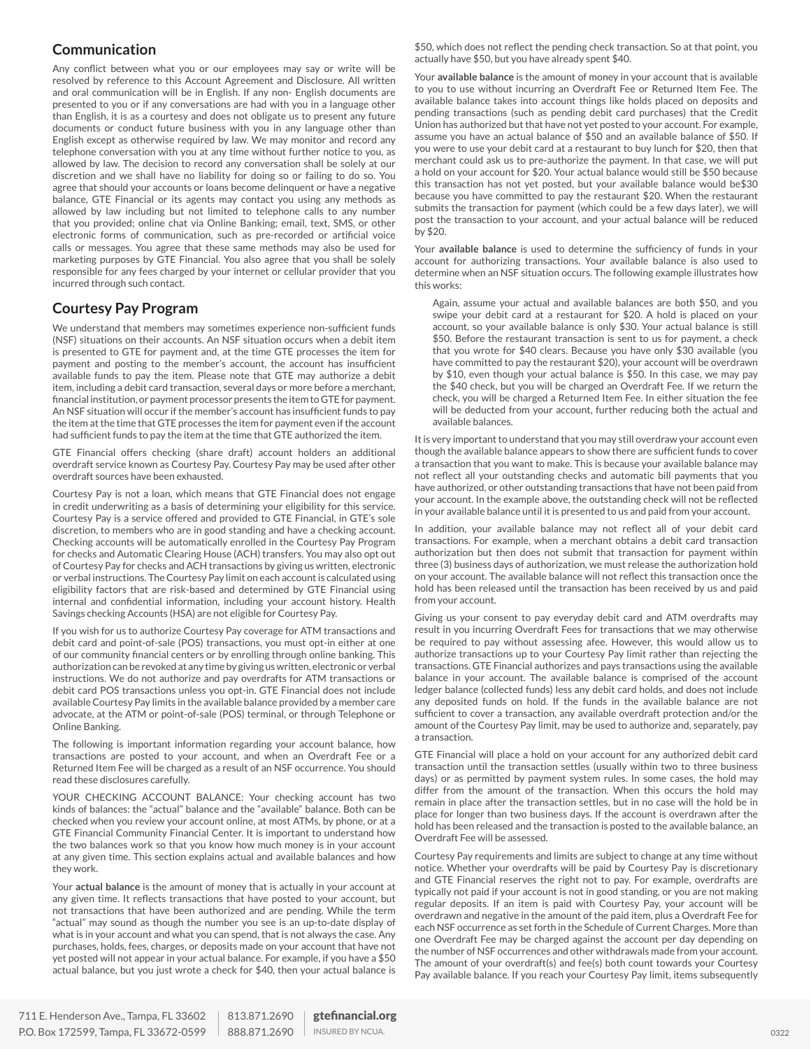## Communication

Any conflict between what you or our employees may say or write will be resolved by reference to this Account Agreement and Disclosure. All written and oral communication will be in English. If any non- English documents are presented to you or if any conversations are had with you in a language other than English, it is as a courtesy and does not obligate us to present any future documents or conduct future business with you in any language other than English except as otherwise required by law. We may monitor and record any telephone conversation with you at any time without further notice to you, as allowed by law. The decision to record any conversation shall be solely at our discretion and we shall have no liability for doing so or failing to do so. You agree that should your accounts or loans become delinquent or have a negative balance, GTE Financial or its agents may contact you using any methods as allowed by law including but not limited to telephone calls to any number that you provided; online chat via Online Banking; email, text, SMS, or other electronic forms of communication, such as pre-recorded or artificial voice calls or messages. You agree that these same methods may also be used for marketing purposes by GTE Financial. You also agree that you shall be solely responsible for any fees charged by your internet or cellular provider that you incurred through such contact.

## Courtesy Pay Program

We understand that members may sometimes experience non-sufficient funds (NSF) situations on their accounts. An NSF situation occurs when a debit item is presented to GTE for payment and, at the time GTE processes the item for payment and posting to the member's account, the account has insufficient available funds to pay the item. Please note that GTE may authorize a debit item, including a debit card transaction, several days or more before a merchant, financial institution, or payment processor presents the item to GTE for payment. An NSF situation will occur if the member's account has insufficient funds to pay the item at the time that GTE processes the item for payment even if the account had sufficient funds to pay the item at the time that GTE authorized the item.

GTE Financial offers checking (share draft) account holders an additional overdraft service known as Courtesy Pay. Courtesy Pay may be used after other overdraft sources have been exhausted.

Courtesy Pay is not a loan, which means that GTE Financial does not engage in credit underwriting as a basis of determining your eligibility for this service. Courtesy Pay is a service offered and provided to GTE Financial, in GTE's sole discretion, to members who are in good standing and have a checking account. Checking accounts will be automatically enrolled in the Courtesy Pay Program for checks and Automatic Clearing House (ACH) transfers. You may also opt out of Courtesy Pay for checks and ACH transactions by giving us written, electronic or verbal instructions. The Courtesy Pay limit on each account is calculated using eligibility factors that are risk-based and determined by GTE Financial using internal and confidential information, including your account history. Health Savings checking Accounts (HSA) are not eligible for Courtesy Pay.

If you wish for us to authorize Courtesy Pay coverage for ATM transactions and debit card and point-of-sale (POS) transactions, you must opt-in either at one of our community financial centers or by enrolling through online banking. This authorization can be revoked at any time by giving us written, electronic or verbal instructions. We do not authorize and pay overdrafts for ATM transactions or debit card POS transactions unless you opt-in. GTE Financial does not include available Courtesy Pay limits in the available balance provided by a member care advocate, at the ATM or point-of-sale (POS) terminal, or through Telephone or Online Banking.

The following is important information regarding your account balance, how transactions are posted to your account, and when an Overdraft Fee or a Returned Item Fee will be charged as a result of an NSF occurrence. You should read these disclosures carefully.

YOUR CHECKING ACCOUNT BALANCE: Your checking account has two kinds of balances: the "actual" balance and the "available" balance. Both can be checked when you review your account online, at most ATMs, by phone, or at a GTE Financial Community Financial Center. It is important to understand how the two balances work so that you know how much money is in your account at any given time. This section explains actual and available balances and how they work.

Your **actual balance** is the amount of money that is actually in your account at any given time. It reflects transactions that have posted to your account, but not transactions that have been authorized and are pending. While the term "actual" may sound as though the number you see is an up-to-date display of what is in your account and what you can spend, that is not always the case. Any purchases, holds, fees, charges, or deposits made on your account that have not yet posted will not appear in your actual balance. For example, if you have a $50 actual balance, but you just wrote a check for $40, then your actual balance is $50, which does not reflect the pending check transaction. So at that point, you actually have $50, but you have already spent $40.

Your **available balance** is the amount of money in your account that is available to you to use without incurring an Overdraft Fee or Returned Item Fee. The available balance takes into account things like holds placed on deposits and pending transactions (such as pending debit card purchases) that the Credit Union has authorized but that have not yet posted to your account. For example, assume you have an actual balance of $50 and an available balance of $50. If you were to use your debit card at a restaurant to buy lunch for $20, then that merchant could ask us to pre-authorize the payment. In that case, we will put a hold on your account for $20. Your actual balance would still be $50 because this transaction has not yet posted, but your available balance would be$30 because you have committed to pay the restaurant $20. When the restaurant submits the transaction for payment (which could be a few days later), we will post the transaction to your account, and your actual balance will be reduced by $20.

Your **available balance** is used to determine the sufficiency of funds in your account for authorizing transactions. Your available balance is also used to determine when an NSF situation occurs. The following example illustrates how this works:

> Again, assume your actual and available balances are both $50, and you swipe your debit card at a restaurant for $20. A hold is placed on your account, so your available balance is only $30. Your actual balance is still $50. Before the restaurant transaction is sent to us for payment, a check that you wrote for $40 clears. Because you have only $30 available (you have committed to pay the restaurant $20), your account will be overdrawn by $10, even though your actual balance is $50. In this case, we may pay the $40 check, but you will be charged an Overdraft Fee. If we return the check, you will be charged a Returned Item Fee. In either situation the fee will be deducted from your account, further reducing both the actual and available balances.

It is very important to understand that you may still overdraw your account even though the available balance appears to show there are sufficient funds to cover a transaction that you want to make. This is because your available balance may not reflect all your outstanding checks and automatic bill payments that you have authorized, or other outstanding transactions that have not been paid from your account. In the example above, the outstanding check will not be reflected in your available balance until it is presented to us and paid from your account.

In addition, your available balance may not reflect all of your debit card transactions. For example, when a merchant obtains a debit card transaction authorization but then does not submit that transaction for payment within three (3) business days of authorization, we must release the authorization hold on your account. The available balance will not reflect this transaction once the hold has been released until the transaction has been received by us and paid from your account.

Giving us your consent to pay everyday debit card and ATM overdrafts may result in you incurring Overdraft Fees for transactions that we may otherwise be required to pay without assessing afee. However, this would allow us to authorize transactions up to your Courtesy Pay limit rather than rejecting the transactions. GTE Financial authorizes and pays transactions using the available balance in your account. The available balance is comprised of the account ledger balance (collected funds) less any debit card holds, and does not include any deposited funds on hold. If the funds in the available balance are not sufficient to cover a transaction, any available overdraft protection and/or the amount of the Courtesy Pay limit, may be used to authorize and, separately, pay a transaction.

GTE Financial will place a hold on your account for any authorized debit card transaction until the transaction settles (usually within two to three business days) or as permitted by payment system rules. In some cases, the hold may differ from the amount of the transaction. When this occurs the hold may remain in place after the transaction settles, but in no case will the hold be in place for longer than two business days. If the account is overdrawn after the hold has been released and the transaction is posted to the available balance, an Overdraft Fee will be assessed.

Courtesy Pay requirements and limits are subject to change at any time without notice. Whether your overdrafts will be paid by Courtesy Pay is discretionary and GTE Financial reserves the right not to pay. For example, overdrafts are typically not paid if your account is not in good standing, or you are not making regular deposits. If an item is paid with Courtesy Pay, your account will be overdrawn and negative in the amount of the paid item, plus a Overdraft Fee for each NSF occurrence as set forth in the Schedule of Current Charges. More than one Overdraft Fee may be charged against the account per day depending on the number of NSF occurrences and other withdrawals made from your account. The amount of your overdraft(s) and fee(s) both count towards your Courtesy Pay available balance. If you reach your Courtesy Pay limit, items subsequently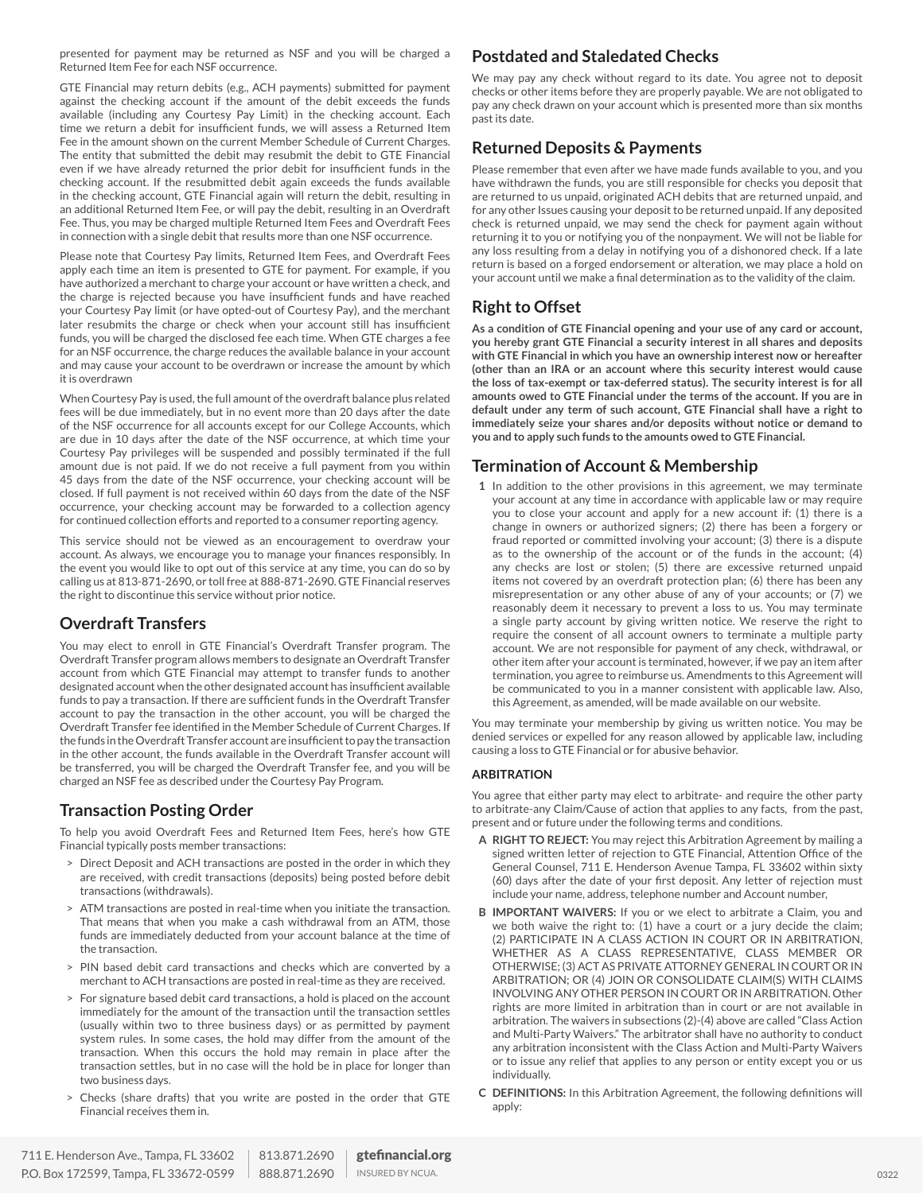presented for payment may be returned as NSF and you will be charged a Returned Item Fee for each NSF occurrence.

GTE Financial may return debits (e.g., ACH payments) submitted for payment against the checking account if the amount of the debit exceeds the funds available (including any Courtesy Pay Limit) in the checking account. Each time we return a debit for insufficient funds, we will assess a Returned Item Fee in the amount shown on the current Member Schedule of Current Charges. The entity that submitted the debit may resubmit the debit to GTE Financial even if we have already returned the prior debit for insufficient funds in the checking account. If the resubmitted debit again exceeds the funds available in the checking account, GTE Financial again will return the debit, resulting in an additional Returned Item Fee, or will pay the debit, resulting in an Overdraft Fee. Thus, you may be charged multiple Returned Item Fees and Overdraft Fees in connection with a single debit that results more than one NSF occurrence.

Please note that Courtesy Pay limits, Returned Item Fees, and Overdraft Fees apply each time an item is presented to GTE for payment. For example, if you have authorized a merchant to charge your account or have written a check, and the charge is rejected because you have insufficient funds and have reached your Courtesy Pay limit (or have opted-out of Courtesy Pay), and the merchant later resubmits the charge or check when your account still has insufficient funds, you will be charged the disclosed fee each time. When GTE charges a fee for an NSF occurrence, the charge reduces the available balance in your account and may cause your account to be overdrawn or increase the amount by which it is overdrawn

When Courtesy Pay is used, the full amount of the overdraft balance plus related fees will be due immediately, but in no event more than 20 days after the date of the NSF occurrence for all accounts except for our College Accounts, which are due in 10 days after the date of the NSF occurrence, at which time your Courtesy Pay privileges will be suspended and possibly terminated if the full amount due is not paid. If we do not receive a full payment from you within 45 days from the date of the NSF occurrence, your checking account will be closed. If full payment is not received within 60 days from the date of the NSF occurrence, your checking account may be forwarded to a collection agency for continued collection efforts and reported to a consumer reporting agency.

This service should not be viewed as an encouragement to overdraw your account. As always, we encourage you to manage your finances responsibly. In the event you would like to opt out of this service at any time, you can do so by calling us at 813-871-2690, or toll free at 888-871-2690. GTE Financial reserves the right to discontinue this service without prior notice.

## Overdraft Transfers

You may elect to enroll in GTE Financial's Overdraft Transfer program. The Overdraft Transfer program allows members to designate an Overdraft Transfer account from which GTE Financial may attempt to transfer funds to another designated account when the other designated account has insufficient available funds to pay a transaction. If there are sufficient funds in the Overdraft Transfer account to pay the transaction in the other account, you will be charged the Overdraft Transfer fee identified in the Member Schedule of Current Charges. If the funds in the Overdraft Transfer account are insufficient to pay the transaction in the other account, the funds available in the Overdraft Transfer account will be transferred, you will be charged the Overdraft Transfer fee, and you will be charged an NSF fee as described under the Courtesy Pay Program.

## Transaction Posting Order

To help you avoid Overdraft Fees and Returned Item Fees, here's how GTE Financial typically posts member transactions:

> Direct Deposit and ACH transactions are posted in the order in which they are received, with credit transactions (deposits) being posted before debit transactions (withdrawals).

> ATM transactions are posted in real-time when you initiate the transaction. That means that when you make a cash withdrawal from an ATM, those funds are immediately deducted from your account balance at the time of the transaction.

> PIN based debit card transactions and checks which are converted by a merchant to ACH transactions are posted in real-time as they are received.

> For signature based debit card transactions, a hold is placed on the account immediately for the amount of the transaction until the transaction settles (usually within two to three business days) or as permitted by payment system rules. In some cases, the hold may differ from the amount of the transaction. When this occurs the hold may remain in place after the transaction settles, but in no case will the hold be in place for longer than two business days.

> Checks (share drafts) that you write are posted in the order that GTE Financial receives them in.

## Postdated and Staledated Checks

We may pay any check without regard to its date. You agree not to deposit checks or other items before they are properly payable. We are not obligated to pay any check drawn on your account which is presented more than six months past its date.

## Returned Deposits & Payments

Please remember that even after we have made funds available to you, and you have withdrawn the funds, you are still responsible for checks you deposit that are returned to us unpaid, originated ACH debits that are returned unpaid, and for any other Issues causing your deposit to be returned unpaid. If any deposited check is returned unpaid, we may send the check for payment again without returning it to you or notifying you of the nonpayment. We will not be liable for any loss resulting from a delay in notifying you of a dishonored check. If a late return is based on a forged endorsement or alteration, we may place a hold on your account until we make a final determination as to the validity of the claim.

## Right to Offset

**As a condition of GTE Financial opening and your use of any card or account, you hereby grant GTE Financial a security interest in all shares and deposits with GTE Financial in which you have an ownership interest now or hereafter (other than an IRA or an account where this security interest would cause the loss of tax-exempt or tax-deferred status). The security interest is for all amounts owed to GTE Financial under the terms of the account. If you are in default under any term of such account, GTE Financial shall have a right to immediately seize your shares and/or deposits without notice or demand to you and to apply such funds to the amounts owed to GTE Financial.**

## Termination of Account & Membership

1. In addition to the other provisions in this agreement, we may terminate your account at any time in accordance with applicable law or may require you to close your account and apply for a new account if: (1) there is a change in owners or authorized signers; (2) there has been a forgery or fraud reported or committed involving your account; (3) there is a dispute as to the ownership of the account or of the funds in the account; (4) any checks are lost or stolen; (5) there are excessive returned unpaid items not covered by an overdraft protection plan; (6) there has been any misrepresentation or any other abuse of any of your accounts; or (7) we reasonably deem it necessary to prevent a loss to us. You may terminate a single party account by giving written notice. We reserve the right to require the consent of all account owners to terminate a multiple party account. We are not responsible for payment of any check, withdrawal, or other item after your account is terminated, however, if we pay an item after termination, you agree to reimburse us. Amendments to this Agreement will be communicated to you in a manner consistent with applicable law. Also, this Agreement, as amended, will be made available on our website.

You may terminate your membership by giving us written notice. You may be denied services or expelled for any reason allowed by applicable law, including causing a loss to GTE Financial or for abusive behavior.

### ARBITRATION

You agree that either party may elect to arbitrate- and require the other party to arbitrate-any Claim/Cause of action that applies to any facts, from the past, present and or future under the following terms and conditions.

**A RIGHT TO REJECT:** You may reject this Arbitration Agreement by mailing a signed written letter of rejection to GTE Financial, Attention Office of the General Counsel, 711 E. Henderson Avenue Tampa, FL 33602 within sixty (60) days after the date of your first deposit. Any letter of rejection must include your name, address, telephone number and Account number,

**B IMPORTANT WAIVERS:** If you or we elect to arbitrate a Claim, you and we both waive the right to: (1) have a court or a jury decide the claim; (2) PARTICIPATE IN A CLASS ACTION IN COURT OR IN ARBITRATION, WHETHER AS A CLASS REPRESENTATIVE, CLASS MEMBER OR OTHERWISE; (3) ACT AS PRIVATE ATTORNEY GENERAL IN COURT OR IN ARBITRATION; OR (4) JOIN OR CONSOLIDATE CLAIM(S) WITH CLAIMS INVOLVING ANY OTHER PERSON IN COURT OR IN ARBITRATION. Other rights are more limited in arbitration than in court or are not available in arbitration. The waivers in subsections (2)-(4) above are called "Class Action and Multi-Party Waivers." The arbitrator shall have no authority to conduct any arbitration inconsistent with the Class Action and Multi-Party Waivers or to issue any relief that applies to any person or entity except you or us individually.

**C DEFINITIONS:** In this Arbitration Agreement, the following definitions will apply: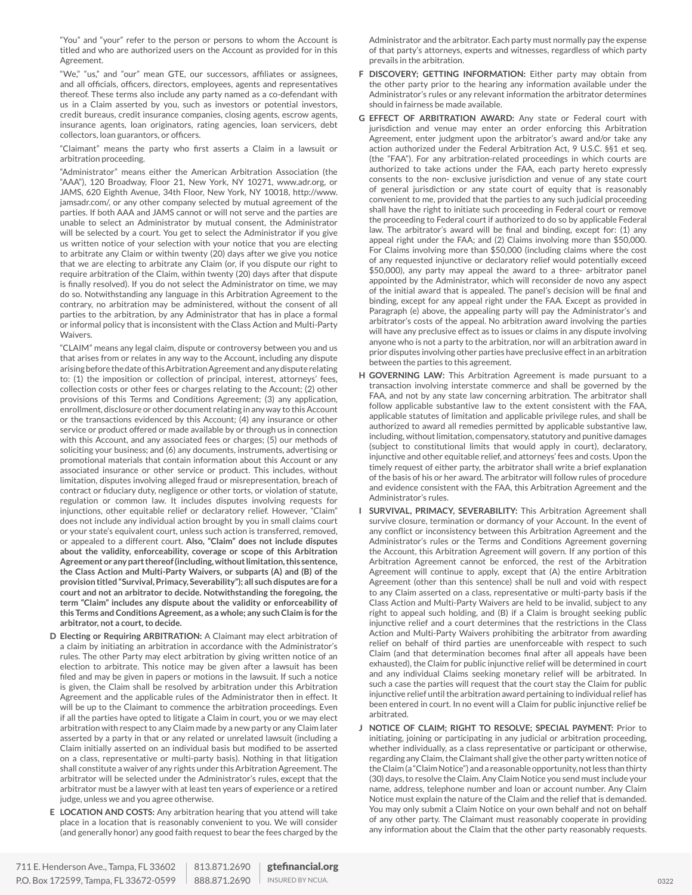"You" and "your" refer to the person or persons to whom the Account is titled and who are authorized users on the Account as provided for in this Agreement.

"We," "us," and "our" mean GTE, our successors, affiliates or assignees, and all officials, officers, directors, employees, agents and representatives thereof. These terms also include any party named as a co-defendant with us in a Claim asserted by you, such as investors or potential investors, credit bureaus, credit insurance companies, closing agents, escrow agents, insurance agents, loan originators, rating agencies, loan servicers, debt collectors, loan guarantors, or officers.

"Claimant" means the party who first asserts a Claim in a lawsuit or arbitration proceeding.

"Administrator" means either the American Arbitration Association (the "AAA"), 120 Broadway, Floor 21, New York, NY 10271, www.adr.org, or JAMS, 620 Eighth Avenue, 34th Floor, New York, NY 10018, http://www.jamsadr.com/, or any other company selected by mutual agreement of the parties. If both AAA and JAMS cannot or will not serve and the parties are unable to select an Administrator by mutual consent, the Administrator will be selected by a court. You get to select the Administrator if you give us written notice of your selection with your notice that you are electing to arbitrate any Claim or within twenty (20) days after we give you notice that we are electing to arbitrate any Claim (or, if you dispute our right to require arbitration of the Claim, within twenty (20) days after that dispute is finally resolved). If you do not select the Administrator on time, we may do so. Notwithstanding any language in this Arbitration Agreement to the contrary, no arbitration may be administered, without the consent of all parties to the arbitration, by any Administrator that has in place a formal or informal policy that is inconsistent with the Class Action and Multi-Party Waivers.

"CLAIM" means any legal claim, dispute or controversy between you and us that arises from or relates in any way to the Account, including any dispute arising before the date of this Arbitration Agreement and any dispute relating to: (1) the imposition or collection of principal, interest, attorneys' fees, collection costs or other fees or charges relating to the Account; (2) other provisions of this Terms and Conditions Agreement; (3) any application, enrollment, disclosure or other document relating in any way to this Account or the transactions evidenced by this Account; (4) any insurance or other service or product offered or made available by or through us in connection with this Account, and any associated fees or charges; (5) our methods of soliciting your business; and (6) any documents, instruments, advertising or promotional materials that contain information about this Account or any associated insurance or other service or product. This includes, without limitation, disputes involving alleged fraud or misrepresentation, breach of contract or fiduciary duty, negligence or other torts, or violation of statute, regulation or common law. It includes disputes involving requests for injunctions, other equitable relief or declaratory relief. However, "Claim" does not include any individual action brought by you in small claims court or your state's equivalent court, unless such action is transferred, removed, or appealed to a different court. **Also, "Claim" does not include disputes about the validity, enforceability, coverage or scope of this Arbitration Agreement or any part thereof (including, without limitation, this sentence, the Class Action and Multi-Party Waivers, or subparts (A) and (B) of the provision titled "Survival, Primacy, Severability"); all such disputes are for a court and not an arbitrator to decide. Notwithstanding the foregoing, the term "Claim" includes any dispute about the validity or enforceability of this Terms and Conditions Agreement, as a whole; any such Claim is for the arbitrator, not a court, to decide.**

**D Electing or Requiring ARBITRATION:** A Claimant may elect arbitration of a claim by initiating an arbitration in accordance with the Administrator's rules. The other Party may elect arbitration by giving written notice of an election to arbitrate. This notice may be given after a lawsuit has been filed and may be given in papers or motions in the lawsuit. If such a notice is given, the Claim shall be resolved by arbitration under this Arbitration Agreement and the applicable rules of the Administrator then in effect. It will be up to the Claimant to commence the arbitration proceedings. Even if all the parties have opted to litigate a Claim in court, you or we may elect arbitration with respect to any Claim made by a new party or any Claim later asserted by a party in that or any related or unrelated lawsuit (including a Claim initially asserted on an individual basis but modified to be asserted on a class, representative or multi-party basis). Nothing in that litigation shall constitute a waiver of any rights under this Arbitration Agreement. The arbitrator will be selected under the Administrator's rules, except that the arbitrator must be a lawyer with at least ten years of experience or a retired judge, unless we and you agree otherwise.

**E LOCATION AND COSTS:** Any arbitration hearing that you attend will take place in a location that is reasonably convenient to you. We will consider (and generally honor) any good faith request to bear the fees charged by the Administrator and the arbitrator. Each party must normally pay the expense of that party's attorneys, experts and witnesses, regardless of which party prevails in the arbitration.

**F DISCOVERY; GETTING INFORMATION:** Either party may obtain from the other party prior to the hearing any information available under the Administrator's rules or any relevant information the arbitrator determines should in fairness be made available.

**G EFFECT OF ARBITRATION AWARD:** Any state or Federal court with jurisdiction and venue may enter an order enforcing this Arbitration Agreement, enter judgment upon the arbitrator's award and/or take any action authorized under the Federal Arbitration Act, 9 U.S.C. §§1 et seq. (the "FAA"). For any arbitration-related proceedings in which courts are authorized to take actions under the FAA, each party hereto expressly consents to the non- exclusive jurisdiction and venue of any state court of general jurisdiction or any state court of equity that is reasonably convenient to me, provided that the parties to any such judicial proceeding shall have the right to initiate such proceeding in Federal court or remove the proceeding to Federal court if authorized to do so by applicable Federal law. The arbitrator's award will be final and binding, except for: (1) any appeal right under the FAA; and (2) Claims involving more than $50,000. For Claims involving more than $50,000 (including claims where the cost of any requested injunctive or declaratory relief would potentially exceed $50,000), any party may appeal the award to a three- arbitrator panel appointed by the Administrator, which will reconsider de novo any aspect of the initial award that is appealed. The panel's decision will be final and binding, except for any appeal right under the FAA. Except as provided in Paragraph (e) above, the appealing party will pay the Administrator's and arbitrator's costs of the appeal. No arbitration award involving the parties will have any preclusive effect as to issues or claims in any dispute involving anyone who is not a party to the arbitration, nor will an arbitration award in prior disputes involving other parties have preclusive effect in an arbitration between the parties to this agreement.

**H GOVERNING LAW:** This Arbitration Agreement is made pursuant to a transaction involving interstate commerce and shall be governed by the FAA, and not by any state law concerning arbitration. The arbitrator shall follow applicable substantive law to the extent consistent with the FAA, applicable statutes of limitation and applicable privilege rules, and shall be authorized to award all remedies permitted by applicable substantive law, including, without limitation, compensatory, statutory and punitive damages (subject to constitutional limits that would apply in court), declaratory, injunctive and other equitable relief, and attorneys' fees and costs. Upon the timely request of either party, the arbitrator shall write a brief explanation of the basis of his or her award. The arbitrator will follow rules of procedure and evidence consistent with the FAA, this Arbitration Agreement and the Administrator's rules.

**I SURVIVAL, PRIMACY, SEVERABILITY:** This Arbitration Agreement shall survive closure, termination or dormancy of your Account. In the event of any conflict or inconsistency between this Arbitration Agreement and the Administrator's rules or the Terms and Conditions Agreement governing the Account, this Arbitration Agreement will govern. If any portion of this Arbitration Agreement cannot be enforced, the rest of the Arbitration Agreement will continue to apply, except that (A) the entire Arbitration Agreement (other than this sentence) shall be null and void with respect to any Claim asserted on a class, representative or multi-party basis if the Class Action and Multi-Party Waivers are held to be invalid, subject to any right to appeal such holding, and (B) if a Claim is brought seeking public injunctive relief and a court determines that the restrictions in the Class Action and Multi-Party Waivers prohibiting the arbitrator from awarding relief on behalf of third parties are unenforceable with respect to such Claim (and that determination becomes final after all appeals have been exhausted), the Claim for public injunctive relief will be determined in court and any individual Claims seeking monetary relief will be arbitrated. In such a case the parties will request that the court stay the Claim for public injunctive relief until the arbitration award pertaining to individual relief has been entered in court. In no event will a Claim for public injunctive relief be arbitrated.

**J NOTICE OF CLAIM; RIGHT TO RESOLVE; SPECIAL PAYMENT:** Prior to initiating, joining or participating in any judicial or arbitration proceeding, whether individually, as a class representative or participant or otherwise, regarding any Claim, the Claimant shall give the other party written notice of the Claim (a "Claim Notice") and a reasonable opportunity, not less than thirty (30) days, to resolve the Claim. Any Claim Notice you send must include your name, address, telephone number and loan or account number. Any Claim Notice must explain the nature of the Claim and the relief that is demanded. You may only submit a Claim Notice on your own behalf and not on behalf of any other party. The Claimant must reasonably cooperate in providing any information about the Claim that the other party reasonably requests.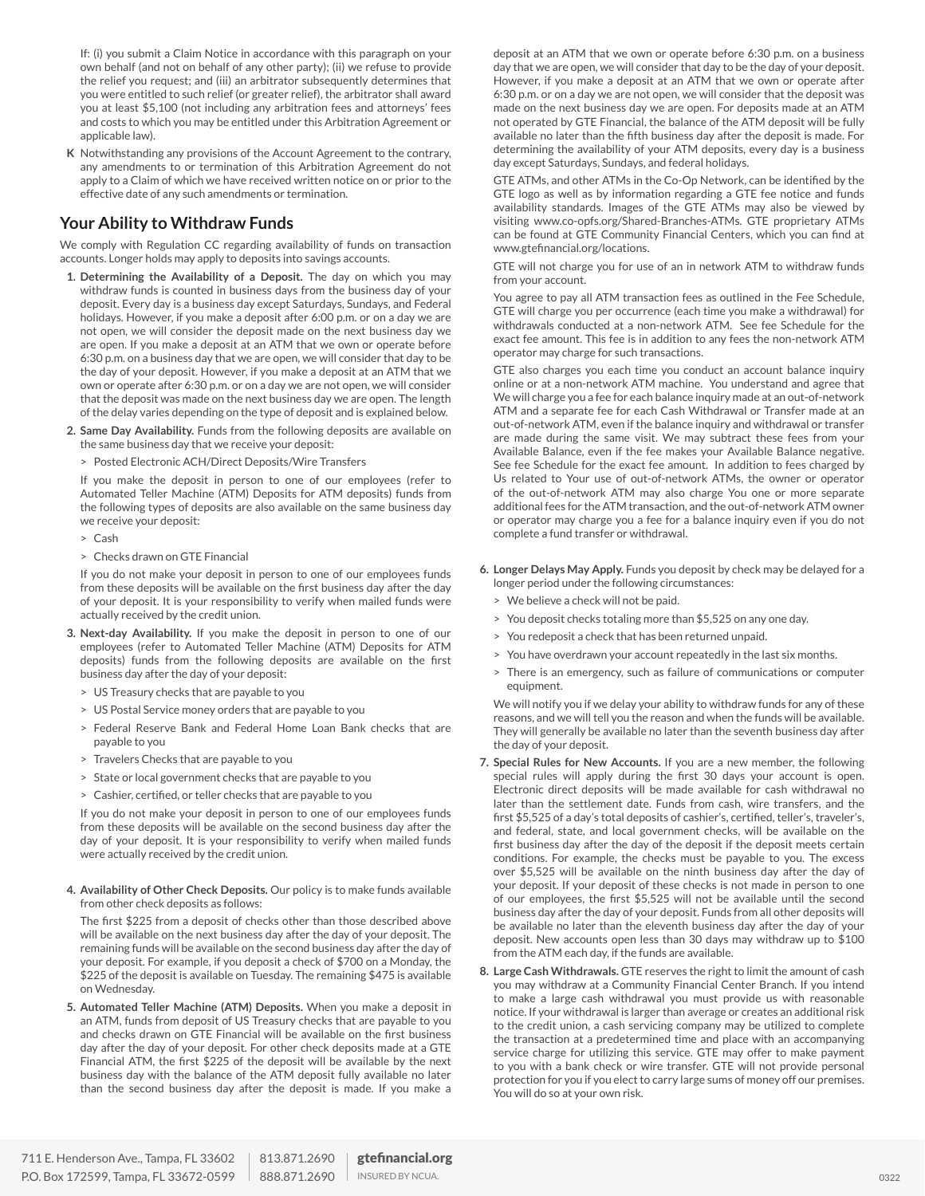If: (i) you submit a Claim Notice in accordance with this paragraph on your own behalf (and not on behalf of any other party); (ii) we refuse to provide the relief you request; and (iii) an arbitrator subsequently determines that you were entitled to such relief (or greater relief), the arbitrator shall award you at least $5,100 (not including any arbitration fees and attorneys' fees and costs to which you may be entitled under this Arbitration Agreement or applicable law).

**K** Notwithstanding any provisions of the Account Agreement to the contrary, any amendments to or termination of this Arbitration Agreement do not apply to a Claim of which we have received written notice on or prior to the effective date of any such amendments or termination.

## Your Ability to Withdraw Funds

We comply with Regulation CC regarding availability of funds on transaction accounts. Longer holds may apply to deposits into savings accounts.

1. **Determining the Availability of a Deposit.** The day on which you may withdraw funds is counted in business days from the business day of your deposit. Every day is a business day except Saturdays, Sundays, and Federal holidays. However, if you make a deposit after 6:00 p.m. or on a day we are not open, we will consider the deposit made on the next business day we are open. If you make a deposit at an ATM that we own or operate before 6:30 p.m. on a business day that we are open, we will consider that day to be the day of your deposit. However, if you make a deposit at an ATM that we own or operate after 6:30 p.m. or on a day we are not open, we will consider that the deposit was made on the next business day we are open. The length of the delay varies depending on the type of deposit and is explained below.

2. **Same Day Availability.** Funds from the following deposits are available on the same business day that we receive your deposit:

   > Posted Electronic ACH/Direct Deposits/Wire Transfers

   If you make the deposit in person to one of our employees (refer to Automated Teller Machine (ATM) Deposits for ATM deposits) funds from the following types of deposits are also available on the same business day we receive your deposit:

   > Cash

   > Checks drawn on GTE Financial

   If you do not make your deposit in person to one of our employees funds from these deposits will be available on the first business day after the day of your deposit. It is your responsibility to verify when mailed funds were actually received by the credit union.

3. **Next-day Availability.** If you make the deposit in person to one of our employees (refer to Automated Teller Machine (ATM) Deposits for ATM deposits) funds from the following deposits are available on the first business day after the day of your deposit:

   > US Treasury checks that are payable to you

   > US Postal Service money orders that are payable to you

   > Federal Reserve Bank and Federal Home Loan Bank checks that are payable to you

   > Travelers Checks that are payable to you

   > State or local government checks that are payable to you

   > Cashier, certified, or teller checks that are payable to you

   If you do not make your deposit in person to one of our employees funds from these deposits will be available on the second business day after the day of your deposit. It is your responsibility to verify when mailed funds were actually received by the credit union.

4. **Availability of Other Check Deposits.** Our policy is to make funds available from other check deposits as follows:

   The first $225 from a deposit of checks other than those described above will be available on the next business day after the day of your deposit. The remaining funds will be available on the second business day after the day of your deposit. For example, if you deposit a check of $700 on a Monday, the $225 of the deposit is available on Tuesday. The remaining $475 is available on Wednesday.

5. **Automated Teller Machine (ATM) Deposits.** When you make a deposit in an ATM, funds from deposit of US Treasury checks that are payable to you and checks drawn on GTE Financial will be available on the first business day after the day of your deposit. For other check deposits made at a GTE Financial ATM, the first $225 of the deposit will be available by the next business day with the balance of the ATM deposit fully available no later than the second business day after the deposit is made. If you make a deposit at an ATM that we own or operate before 6:30 p.m. on a business day that we are open, we will consider that day to be the day of your deposit. However, if you make a deposit at an ATM that we own or operate after 6:30 p.m. or on a day we are not open, we will consider that the deposit was made on the next business day we are open. For deposits made at an ATM not operated by GTE Financial, the balance of the ATM deposit will be fully available no later than the fifth business day after the deposit is made. For determining the availability of your ATM deposits, every day is a business day except Saturdays, Sundays, and federal holidays.

   GTE ATMs, and other ATMs in the Co-Op Network, can be identified by the GTE logo as well as by information regarding a GTE fee notice and funds availability standards. Images of the GTE ATMs may also be viewed by visiting www.co-opfs.org/Shared-Branches-ATMs. GTE proprietary ATMs can be found at GTE Community Financial Centers, which you can find at www.gtefinancial.org/locations.

   GTE will not charge you for use of an in network ATM to withdraw funds from your account.

   You agree to pay all ATM transaction fees as outlined in the Fee Schedule, GTE will charge you per occurrence (each time you make a withdrawal) for withdrawals conducted at a non-network ATM. See fee Schedule for the exact fee amount. This fee is in addition to any fees the non-network ATM operator may charge for such transactions.

   GTE also charges you each time you conduct an account balance inquiry online or at a non-network ATM machine. You understand and agree that We will charge you a fee for each balance inquiry made at an out-of-network ATM and a separate fee for each Cash Withdrawal or Transfer made at an out-of-network ATM, even if the balance inquiry and withdrawal or transfer are made during the same visit. We may subtract these fees from your Available Balance, even if the fee makes your Available Balance negative. See fee Schedule for the exact fee amount. In addition to fees charged by Us related to Your use of out-of-network ATMs, the owner or operator of the out-of-network ATM may also charge You one or more separate additional fees for the ATM transaction, and the out-of-network ATM owner or operator may charge you a fee for a balance inquiry even if you do not complete a fund transfer or withdrawal.

6. **Longer Delays May Apply.** Funds you deposit by check may be delayed for a longer period under the following circumstances:

   > We believe a check will not be paid.

   > You deposit checks totaling more than $5,525 on any one day.

   > You redeposit a check that has been returned unpaid.

   > You have overdrawn your account repeatedly in the last six months.

   > There is an emergency, such as failure of communications or computer equipment.

   We will notify you if we delay your ability to withdraw funds for any of these reasons, and we will tell you the reason and when the funds will be available. They will generally be available no later than the seventh business day after the day of your deposit.

7. **Special Rules for New Accounts.** If you are a new member, the following special rules will apply during the first 30 days your account is open. Electronic direct deposits will be made available for cash withdrawal no later than the settlement date. Funds from cash, wire transfers, and the first $5,525 of a day's total deposits of cashier's, certified, teller's, traveler's, and federal, state, and local government checks, will be available on the first business day after the day of the deposit if the deposit meets certain conditions. For example, the checks must be payable to you. The excess over $5,525 will be available on the ninth business day after the day of your deposit. If your deposit of these checks is not made in person to one of our employees, the first $5,525 will not be available until the second business day after the day of your deposit. Funds from all other deposits will be available no later than the eleventh business day after the day of your deposit. New accounts open less than 30 days may withdraw up to $100 from the ATM each day, if the funds are available.

8. **Large Cash Withdrawals.** GTE reserves the right to limit the amount of cash you may withdraw at a Community Financial Center Branch. If you intend to make a large cash withdrawal you must provide us with reasonable notice. If your withdrawal is larger than average or creates an additional risk to the credit union, a cash servicing company may be utilized to complete the transaction at a predetermined time and place with an accompanying service charge for utilizing this service. GTE may offer to make payment to you with a bank check or wire transfer. GTE will not provide personal protection for you if you elect to carry large sums of money off our premises. You will do so at your own risk.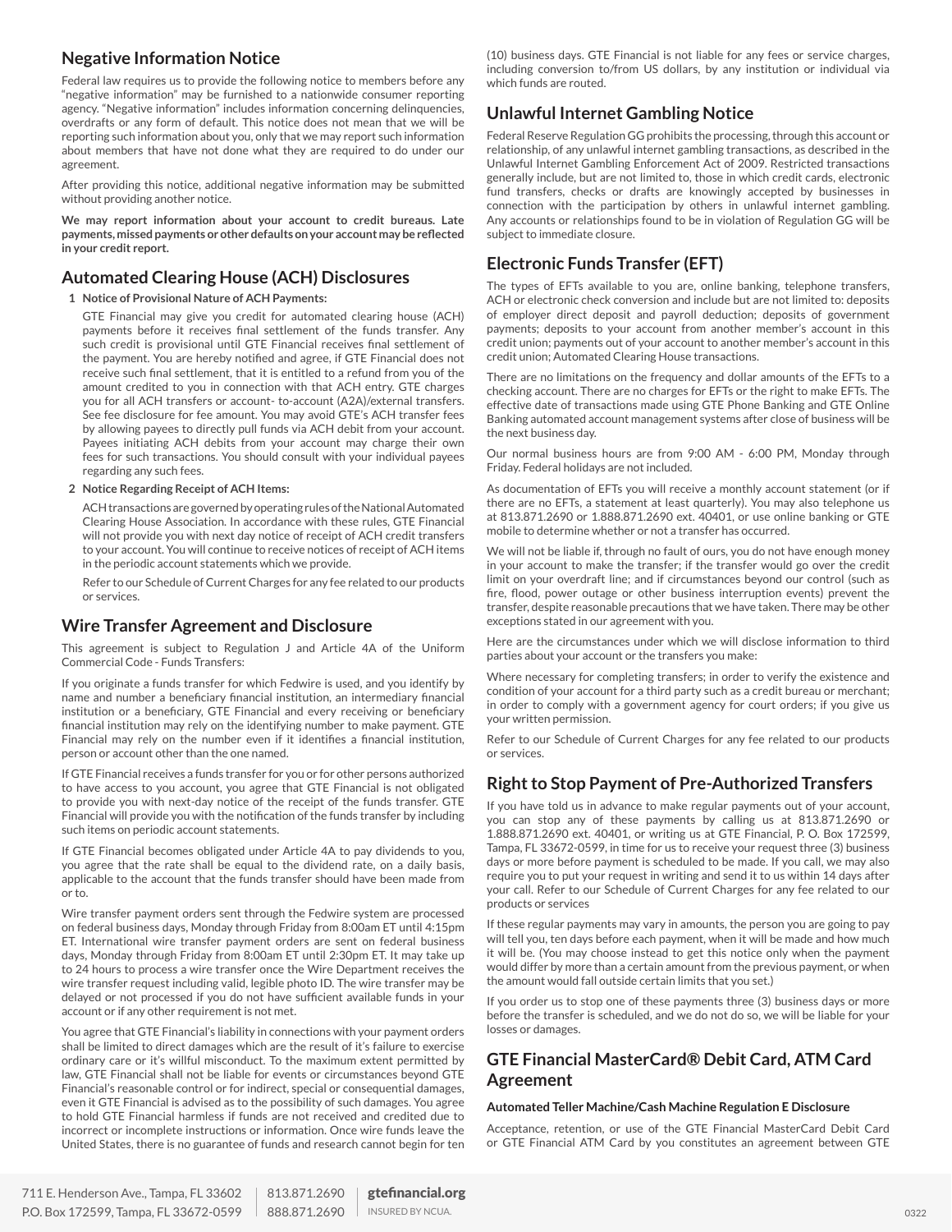## Negative Information Notice

Federal law requires us to provide the following notice to members before any "negative information" may be furnished to a nationwide consumer reporting agency. "Negative information" includes information concerning delinquencies, overdrafts or any form of default. This notice does not mean that we will be reporting such information about you, only that we may report such information about members that have not done what they are required to do under our agreement.

After providing this notice, additional negative information may be submitted without providing another notice.

**We may report information about your account to credit bureaus. Late payments, missed payments or other defaults on your account may be reflected in your credit report.**

## Automated Clearing House (ACH) Disclosures

1. **Notice of Provisional Nature of ACH Payments:**

   GTE Financial may give you credit for automated clearing house (ACH) payments before it receives final settlement of the funds transfer. Any such credit is provisional until GTE Financial receives final settlement of the payment. You are hereby notified and agree, if GTE Financial does not receive such final settlement, that it is entitled to a refund from you of the amount credited to you in connection with that ACH entry. GTE charges you for all ACH transfers or account- to-account (A2A)/external transfers. See fee disclosure for fee amount. You may avoid GTE's ACH transfer fees by allowing payees to directly pull funds via ACH debit from your account. Payees initiating ACH debits from your account may charge their own fees for such transactions. You should consult with your individual payees regarding any such fees.

2. **Notice Regarding Receipt of ACH Items:**

   ACH transactions are governed by operating rules of the National Automated Clearing House Association. In accordance with these rules, GTE Financial will not provide you with next day notice of receipt of ACH credit transfers to your account. You will continue to receive notices of receipt of ACH items in the periodic account statements which we provide.

   Refer to our Schedule of Current Charges for any fee related to our products or services.

## Wire Transfer Agreement and Disclosure

This agreement is subject to Regulation J and Article 4A of the Uniform Commercial Code - Funds Transfers:

If you originate a funds transfer for which Fedwire is used, and you identify by name and number a beneficiary financial institution, an intermediary financial institution or a beneficiary, GTE Financial and every receiving or beneficiary financial institution may rely on the identifying number to make payment. GTE Financial may rely on the number even if it identifies a financial institution, person or account other than the one named.

If GTE Financial receives a funds transfer for you or for other persons authorized to have access to you account, you agree that GTE Financial is not obligated to provide you with next-day notice of the receipt of the funds transfer. GTE Financial will provide you with the notification of the funds transfer by including such items on periodic account statements.

If GTE Financial becomes obligated under Article 4A to pay dividends to you, you agree that the rate shall be equal to the dividend rate, on a daily basis, applicable to the account that the funds transfer should have been made from or to.

Wire transfer payment orders sent through the Fedwire system are processed on federal business days, Monday through Friday from 8:00am ET until 4:15pm ET. International wire transfer payment orders are sent on federal business days, Monday through Friday from 8:00am ET until 2:30pm ET. It may take up to 24 hours to process a wire transfer once the Wire Department receives the wire transfer request including valid, legible photo ID. The wire transfer may be delayed or not processed if you do not have sufficient available funds in your account or if any other requirement is not met.

You agree that GTE Financial's liability in connections with your payment orders shall be limited to direct damages which are the result of it's failure to exercise ordinary care or it's willful misconduct. To the maximum extent permitted by law, GTE Financial shall not be liable for events or circumstances beyond GTE Financial's reasonable control or for indirect, special or consequential damages, even it GTE Financial is advised as to the possibility of such damages. You agree to hold GTE Financial harmless if funds are not received and credited due to incorrect or incomplete instructions or information. Once wire funds leave the United States, there is no guarantee of funds and research cannot begin for ten (10) business days. GTE Financial is not liable for any fees or service charges, including conversion to/from US dollars, by any institution or individual via which funds are routed.

## Unlawful Internet Gambling Notice

Federal Reserve Regulation GG prohibits the processing, through this account or relationship, of any unlawful internet gambling transactions, as described in the Unlawful Internet Gambling Enforcement Act of 2009. Restricted transactions generally include, but are not limited to, those in which credit cards, electronic fund transfers, checks or drafts are knowingly accepted by businesses in connection with the participation by others in unlawful internet gambling. Any accounts or relationships found to be in violation of Regulation GG will be subject to immediate closure.

## Electronic Funds Transfer (EFT)

The types of EFTs available to you are, online banking, telephone transfers, ACH or electronic check conversion and include but are not limited to: deposits of employer direct deposit and payroll deduction; deposits of government payments; deposits to your account from another member's account in this credit union; payments out of your account to another member's account in this credit union; Automated Clearing House transactions.

There are no limitations on the frequency and dollar amounts of the EFTs to a checking account. There are no charges for EFTs or the right to make EFTs. The effective date of transactions made using GTE Phone Banking and GTE Online Banking automated account management systems after close of business will be the next business day.

Our normal business hours are from 9:00 AM - 6:00 PM, Monday through Friday. Federal holidays are not included.

As documentation of EFTs you will receive a monthly account statement (or if there are no EFTs, a statement at least quarterly). You may also telephone us at 813.871.2690 or 1.888.871.2690 ext. 40401, or use online banking or GTE mobile to determine whether or not a transfer has occurred.

We will not be liable if, through no fault of ours, you do not have enough money in your account to make the transfer; if the transfer would go over the credit limit on your overdraft line; and if circumstances beyond our control (such as fire, flood, power outage or other business interruption events) prevent the transfer, despite reasonable precautions that we have taken. There may be other exceptions stated in our agreement with you.

Here are the circumstances under which we will disclose information to third parties about your account or the transfers you make:

Where necessary for completing transfers; in order to verify the existence and condition of your account for a third party such as a credit bureau or merchant; in order to comply with a government agency for court orders; if you give us your written permission.

Refer to our Schedule of Current Charges for any fee related to our products or services.

## Right to Stop Payment of Pre-Authorized Transfers

If you have told us in advance to make regular payments out of your account, you can stop any of these payments by calling us at 813.871.2690 or 1.888.871.2690 ext. 40401, or writing us at GTE Financial, P. O. Box 172599, Tampa, FL 33672-0599, in time for us to receive your request three (3) business days or more before payment is scheduled to be made. If you call, we may also require you to put your request in writing and send it to us within 14 days after your call. Refer to our Schedule of Current Charges for any fee related to our products or services

If these regular payments may vary in amounts, the person you are going to pay will tell you, ten days before each payment, when it will be made and how much it will be. (You may choose instead to get this notice only when the payment would differ by more than a certain amount from the previous payment, or when the amount would fall outside certain limits that you set.)

If you order us to stop one of these payments three (3) business days or more before the transfer is scheduled, and we do not do so, we will be liable for your losses or damages.

## GTE Financial MasterCard® Debit Card, ATM Card Agreement

**Automated Teller Machine/Cash Machine Regulation E Disclosure**

Acceptance, retention, or use of the GTE Financial MasterCard Debit Card or GTE Financial ATM Card by you constitutes an agreement between GTE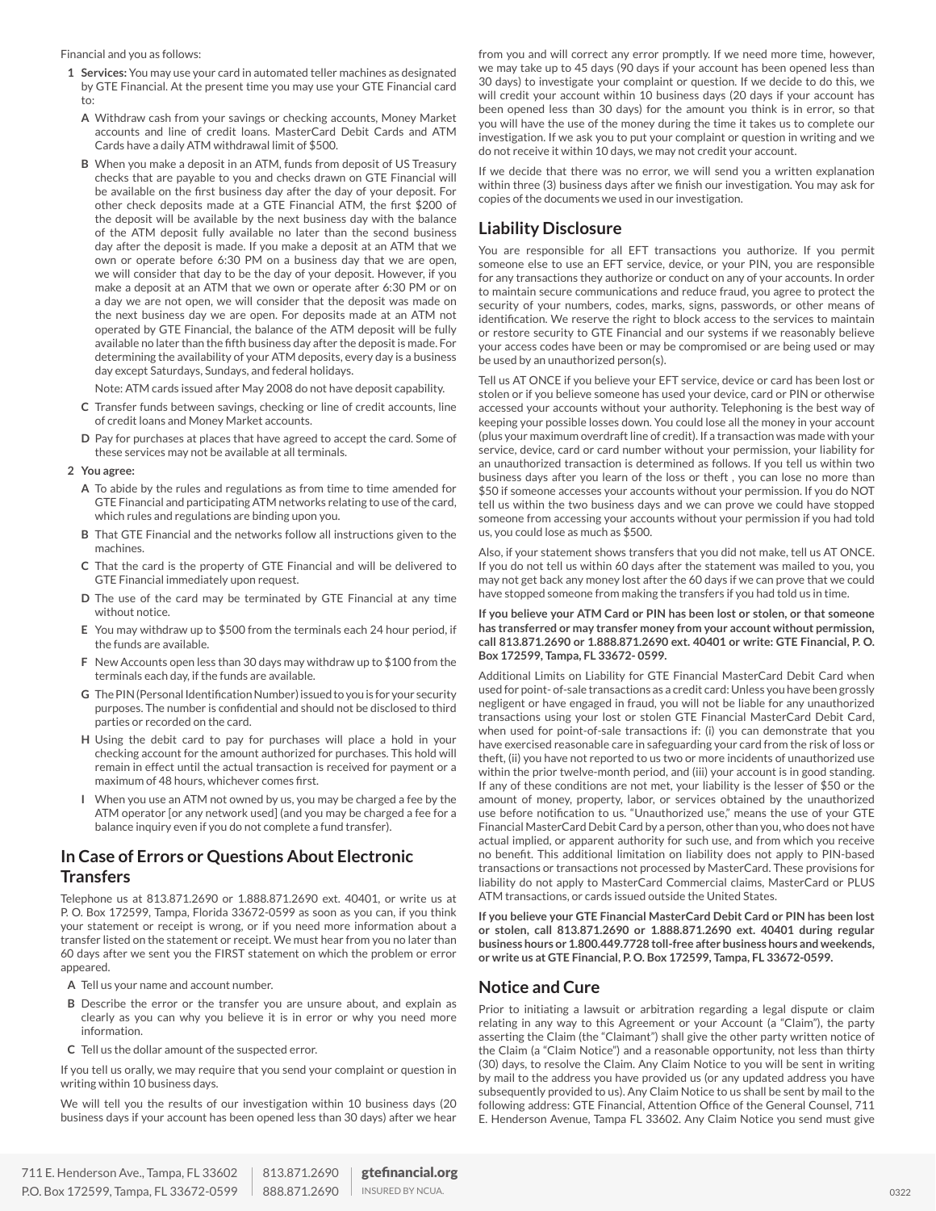Financial and you as follows:

1. **Services:** You may use your card in automated teller machines as designated by GTE Financial. At the present time you may use your GTE Financial card to:

   A. Withdraw cash from your savings or checking accounts, Money Market accounts and line of credit loans. MasterCard Debit Cards and ATM Cards have a daily ATM withdrawal limit of $500.

   B. When you make a deposit in an ATM, funds from deposit of US Treasury checks that are payable to you and checks drawn on GTE Financial will be available on the first business day after the day of your deposit. For other check deposits made at a GTE Financial ATM, the first $200 of the deposit will be available by the next business day with the balance of the ATM deposit fully available no later than the second business day after the deposit is made. If you make a deposit at an ATM that we own or operate before 6:30 PM on a business day that we are open, we will consider that day to be the day of your deposit. However, if you make a deposit at an ATM that we own or operate after 6:30 PM or on a day we are not open, we will consider that the deposit was made on the next business day we are open. For deposits made at an ATM not operated by GTE Financial, the balance of the ATM deposit will be fully available no later than the fifth business day after the deposit is made. For determining the availability of your ATM deposits, every day is a business day except Saturdays, Sundays, and federal holidays.

      Note: ATM cards issued after May 2008 do not have deposit capability.

   C. Transfer funds between savings, checking or line of credit accounts, line of credit loans and Money Market accounts.

   D. Pay for purchases at places that have agreed to accept the card. Some of these services may not be available at all terminals.

2. **You agree:**

   A. To abide by the rules and regulations as from time to time amended for GTE Financial and participating ATM networks relating to use of the card, which rules and regulations are binding upon you.

   B. That GTE Financial and the networks follow all instructions given to the machines.

   C. That the card is the property of GTE Financial and will be delivered to GTE Financial immediately upon request.

   D. The use of the card may be terminated by GTE Financial at any time without notice.

   E. You may withdraw up to $500 from the terminals each 24 hour period, if the funds are available.

   F. New Accounts open less than 30 days may withdraw up to $100 from the terminals each day, if the funds are available.

   G. The PIN (Personal Identification Number) issued to you is for your security purposes. The number is confidential and should not be disclosed to third parties or recorded on the card.

   H. Using the debit card to pay for purchases will place a hold in your checking account for the amount authorized for purchases. This hold will remain in effect until the actual transaction is received for payment or a maximum of 48 hours, whichever comes first.

   I. When you use an ATM not owned by us, you may be charged a fee by the ATM operator [or any network used] (and you may be charged a fee for a balance inquiry even if you do not complete a fund transfer).

## In Case of Errors or Questions About Electronic Transfers

Telephone us at 813.871.2690 or 1.888.871.2690 ext. 40401, or write us at P. O. Box 172599, Tampa, Florida 33672-0599 as soon as you can, if you think your statement or receipt is wrong, or if you need more information about a transfer listed on the statement or receipt. We must hear from you no later than 60 days after we sent you the FIRST statement on which the problem or error appeared.

A. Tell us your name and account number.

B. Describe the error or the transfer you are unsure about, and explain as clearly as you can why you believe it is in error or why you need more information.

C. Tell us the dollar amount of the suspected error.

If you tell us orally, we may require that you send your complaint or question in writing within 10 business days.

We will tell you the results of our investigation within 10 business days (20 business days if your account has been opened less than 30 days) after we hear from you and will correct any error promptly. If we need more time, however, we may take up to 45 days (90 days if your account has been opened less than 30 days) to investigate your complaint or question. If we decide to do this, we will credit your account within 10 business days (20 days if your account has been opened less than 30 days) for the amount you think is in error, so that you will have the use of the money during the time it takes us to complete our investigation. If we ask you to put your complaint or question in writing and we do not receive it within 10 days, we may not credit your account.

If we decide that there was no error, we will send you a written explanation within three (3) business days after we finish our investigation. You may ask for copies of the documents we used in our investigation.

## Liability Disclosure

You are responsible for all EFT transactions you authorize. If you permit someone else to use an EFT service, device, or your PIN, you are responsible for any transactions they authorize or conduct on any of your accounts. In order to maintain secure communications and reduce fraud, you agree to protect the security of your numbers, codes, marks, signs, passwords, or other means of identification. We reserve the right to block access to the services to maintain or restore security to GTE Financial and our systems if we reasonably believe your access codes have been or may be compromised or are being used or may be used by an unauthorized person(s).

Tell us AT ONCE if you believe your EFT service, device or card has been lost or stolen or if you believe someone has used your device, card or PIN or otherwise accessed your accounts without your authority. Telephoning is the best way of keeping your possible losses down. You could lose all the money in your account (plus your maximum overdraft line of credit). If a transaction was made with your service, device, card or card number without your permission, your liability for an unauthorized transaction is determined as follows. If you tell us within two business days after you learn of the loss or theft , you can lose no more than $50 if someone accesses your accounts without your permission. If you do NOT tell us within the two business days and we can prove we could have stopped someone from accessing your accounts without your permission if you had told us, you could lose as much as $500.

Also, if your statement shows transfers that you did not make, tell us AT ONCE. If you do not tell us within 60 days after the statement was mailed to you, you may not get back any money lost after the 60 days if we can prove that we could have stopped someone from making the transfers if you had told us in time.

**If you believe your ATM Card or PIN has been lost or stolen, or that someone has transferred or may transfer money from your account without permission, call 813.871.2690 or 1.888.871.2690 ext. 40401 or write: GTE Financial, P. O. Box 172599, Tampa, FL 33672- 0599.**

Additional Limits on Liability for GTE Financial MasterCard Debit Card when used for point- of-sale transactions as a credit card: Unless you have been grossly negligent or have engaged in fraud, you will not be liable for any unauthorized transactions using your lost or stolen GTE Financial MasterCard Debit Card, when used for point-of-sale transactions if: (i) you can demonstrate that you have exercised reasonable care in safeguarding your card from the risk of loss or theft, (ii) you have not reported to us two or more incidents of unauthorized use within the prior twelve-month period, and (iii) your account is in good standing. If any of these conditions are not met, your liability is the lesser of $50 or the amount of money, property, labor, or services obtained by the unauthorized use before notification to us. "Unauthorized use," means the use of your GTE Financial MasterCard Debit Card by a person, other than you, who does not have actual implied, or apparent authority for such use, and from which you receive no benefit. This additional limitation on liability does not apply to PIN-based transactions or transactions not processed by MasterCard. These provisions for liability do not apply to MasterCard Commercial claims, MasterCard or PLUS ATM transactions, or cards issued outside the United States.

**If you believe your GTE Financial MasterCard Debit Card or PIN has been lost or stolen, call 813.871.2690 or 1.888.871.2690 ext. 40401 during regular business hours or 1.800.449.7728 toll-free after business hours and weekends, or write us at GTE Financial, P. O. Box 172599, Tampa, FL 33672-0599.**

## Notice and Cure

Prior to initiating a lawsuit or arbitration regarding a legal dispute or claim relating in any way to this Agreement or your Account (a "Claim"), the party asserting the Claim (the "Claimant") shall give the other party written notice of the Claim (a "Claim Notice") and a reasonable opportunity, not less than thirty (30) days, to resolve the Claim. Any Claim Notice to you will be sent in writing by mail to the address you have provided us (or any updated address you have subsequently provided to us). Any Claim Notice to us shall be sent by mail to the following address: GTE Financial, Attention Office of the General Counsel, 711 E. Henderson Avenue, Tampa FL 33602. Any Claim Notice you send must give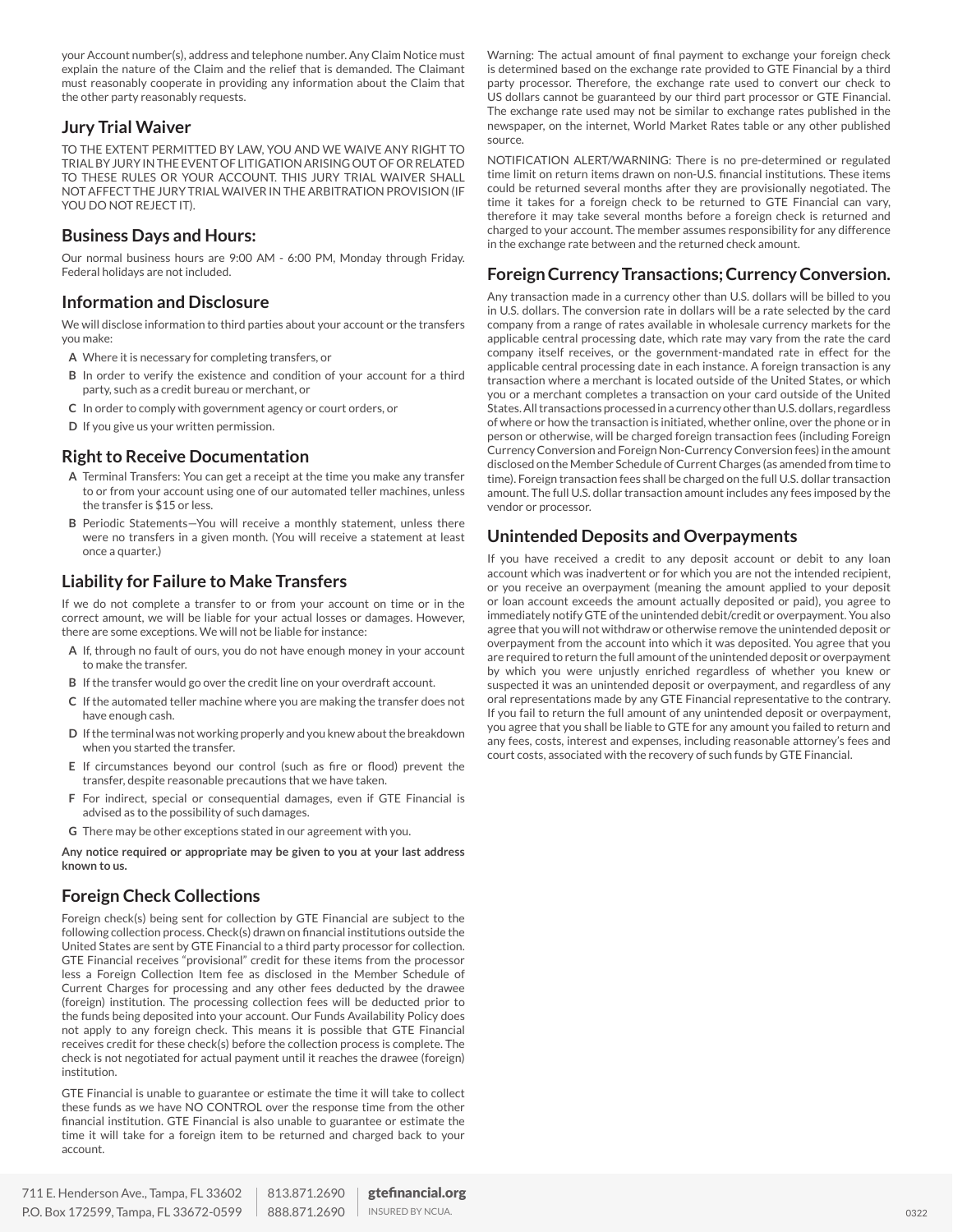your Account number(s), address and telephone number. Any Claim Notice must explain the nature of the Claim and the relief that is demanded. The Claimant must reasonably cooperate in providing any information about the Claim that the other party reasonably requests.

## Jury Trial Waiver

TO THE EXTENT PERMITTED BY LAW, YOU AND WE WAIVE ANY RIGHT TO TRIAL BY JURY IN THE EVENT OF LITIGATION ARISING OUT OF OR RELATED TO THESE RULES OR YOUR ACCOUNT. THIS JURY TRIAL WAIVER SHALL NOT AFFECT THE JURY TRIAL WAIVER IN THE ARBITRATION PROVISION (IF YOU DO NOT REJECT IT).

## Business Days and Hours:

Our normal business hours are 9:00 AM - 6:00 PM, Monday through Friday. Federal holidays are not included.

## Information and Disclosure

We will disclose information to third parties about your account or the transfers you make:

- **A** Where it is necessary for completing transfers, or
- **B** In order to verify the existence and condition of your account for a third party, such as a credit bureau or merchant, or
- **C** In order to comply with government agency or court orders, or
- **D** If you give us your written permission.

## Right to Receive Documentation

- **A** Terminal Transfers: You can get a receipt at the time you make any transfer to or from your account using one of our automated teller machines, unless the transfer is $15 or less.
- **B** Periodic Statements—You will receive a monthly statement, unless there were no transfers in a given month. (You will receive a statement at least once a quarter.)

## Liability for Failure to Make Transfers

If we do not complete a transfer to or from your account on time or in the correct amount, we will be liable for your actual losses or damages. However, there are some exceptions. We will not be liable for instance:

- **A** If, through no fault of ours, you do not have enough money in your account to make the transfer.
- **B** If the transfer would go over the credit line on your overdraft account.
- **C** If the automated teller machine where you are making the transfer does not have enough cash.
- **D** If the terminal was not working properly and you knew about the breakdown when you started the transfer.
- **E** If circumstances beyond our control (such as fire or flood) prevent the transfer, despite reasonable precautions that we have taken.
- **F** For indirect, special or consequential damages, even if GTE Financial is advised as to the possibility of such damages.
- **G** There may be other exceptions stated in our agreement with you.

**Any notice required or appropriate may be given to you at your last address known to us.**

## Foreign Check Collections

Foreign check(s) being sent for collection by GTE Financial are subject to the following collection process. Check(s) drawn on financial institutions outside the United States are sent by GTE Financial to a third party processor for collection. GTE Financial receives "provisional" credit for these items from the processor less a Foreign Collection Item fee as disclosed in the Member Schedule of Current Charges for processing and any other fees deducted by the drawee (foreign) institution. The processing collection fees will be deducted prior to the funds being deposited into your account. Our Funds Availability Policy does not apply to any foreign check. This means it is possible that GTE Financial receives credit for these check(s) before the collection process is complete. The check is not negotiated for actual payment until it reaches the drawee (foreign) institution.

GTE Financial is unable to guarantee or estimate the time it will take to collect these funds as we have NO CONTROL over the response time from the other financial institution. GTE Financial is also unable to guarantee or estimate the time it will take for a foreign item to be returned and charged back to your account.

Warning: The actual amount of final payment to exchange your foreign check is determined based on the exchange rate provided to GTE Financial by a third party processor. Therefore, the exchange rate used to convert our check to US dollars cannot be guaranteed by our third part processor or GTE Financial. The exchange rate used may not be similar to exchange rates published in the newspaper, on the internet, World Market Rates table or any other published source.

NOTIFICATION ALERT/WARNING: There is no pre-determined or regulated time limit on return items drawn on non-U.S. financial institutions. These items could be returned several months after they are provisionally negotiated. The time it takes for a foreign check to be returned to GTE Financial can vary, therefore it may take several months before a foreign check is returned and charged to your account. The member assumes responsibility for any difference in the exchange rate between and the returned check amount.

## Foreign Currency Transactions; Currency Conversion.

Any transaction made in a currency other than U.S. dollars will be billed to you in U.S. dollars. The conversion rate in dollars will be a rate selected by the card company from a range of rates available in wholesale currency markets for the applicable central processing date, which rate may vary from the rate the card company itself receives, or the government-mandated rate in effect for the applicable central processing date in each instance. A foreign transaction is any transaction where a merchant is located outside of the United States, or which you or a merchant completes a transaction on your card outside of the United States. All transactions processed in a currency other than U.S. dollars, regardless of where or how the transaction is initiated, whether online, over the phone or in person or otherwise, will be charged foreign transaction fees (including Foreign Currency Conversion and Foreign Non-Currency Conversion fees) in the amount disclosed on the Member Schedule of Current Charges (as amended from time to time). Foreign transaction fees shall be charged on the full U.S. dollar transaction amount. The full U.S. dollar transaction amount includes any fees imposed by the vendor or processor.

## Unintended Deposits and Overpayments

If you have received a credit to any deposit account or debit to any loan account which was inadvertent or for which you are not the intended recipient, or you receive an overpayment (meaning the amount applied to your deposit or loan account exceeds the amount actually deposited or paid), you agree to immediately notify GTE of the unintended debit/credit or overpayment. You also agree that you will not withdraw or otherwise remove the unintended deposit or overpayment from the account into which it was deposited. You agree that you are required to return the full amount of the unintended deposit or overpayment by which you were unjustly enriched regardless of whether you knew or suspected it was an unintended deposit or overpayment, and regardless of any oral representations made by any GTE Financial representative to the contrary. If you fail to return the full amount of any unintended deposit or overpayment, you agree that you shall be liable to GTE for any amount you failed to return and any fees, costs, interest and expenses, including reasonable attorney's fees and court costs, associated with the recovery of such funds by GTE Financial.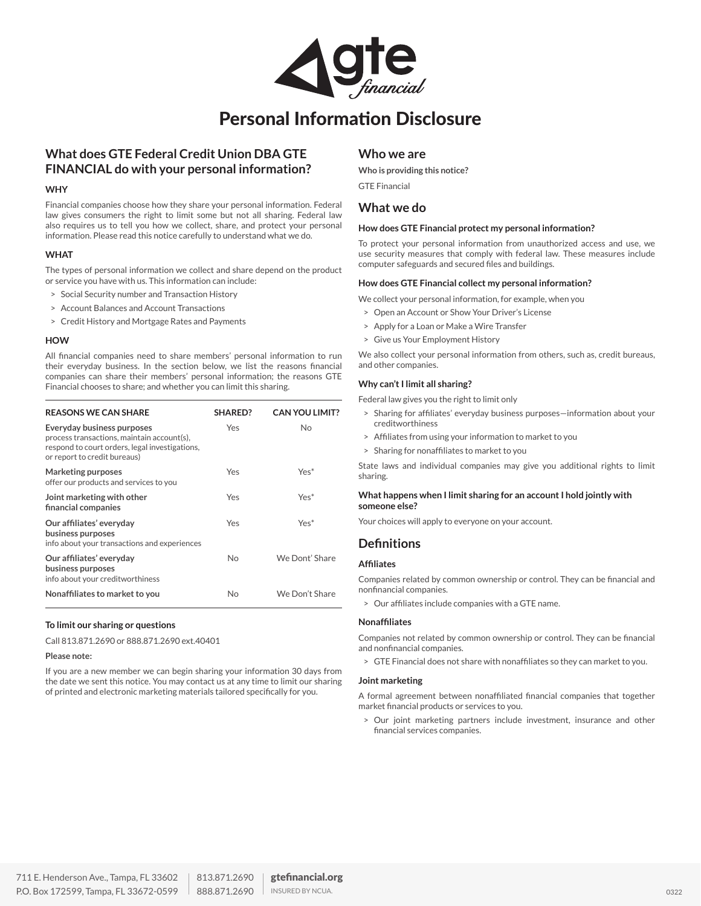# Personal Information Disclosure

## What does GTE Federal Credit Union DBA GTE FINANCIAL do with your personal information?

### WHY

Financial companies choose how they share your personal information. Federal law gives consumers the right to limit some but not all sharing. Federal law also requires us to tell you how we collect, share, and protect your personal information. Please read this notice carefully to understand what we do.

### WHAT

The types of personal information we collect and share depend on the product or service you have with us. This information can include:

> Social Security number and Transaction History
> Account Balances and Account Transactions
> Credit History and Mortgage Rates and Payments

### HOW

All financial companies need to share members' personal information to run their everyday business. In the section below, we list the reasons financial companies can share their members' personal information; the reasons GTE Financial chooses to share; and whether you can limit this sharing.

| REASONS WE CAN SHARE | SHARED? | CAN YOU LIMIT? |
|---|---|---|
| **Everyday business purposes** process transactions, maintain account(s), respond to court orders, legal investigations, or report to credit bureaus) | Yes | No |
| **Marketing purposes** offer our products and services to you | Yes | Yes* |
| **Joint marketing with other financial companies** | Yes | Yes* |
| **Our affiliates' everyday business purposes** info about your transactions and experiences | Yes | Yes* |
| **Our affiliates' everyday business purposes** info about your creditworthiness | No | We Dont' Share |
| **Nonaffiliates to market to you** | No | We Don't Share |

**To limit our sharing or questions**

Call 813.871.2690 or 888.871.2690 ext.40401

**Please note:**

If you are a new member we can begin sharing your information 30 days from the date we sent this notice. You may contact us at any time to limit our sharing of printed and electronic marketing materials tailored specifically for you.

## Who we are

**Who is providing this notice?**

GTE Financial

## What we do

**How does GTE Financial protect my personal information?**

To protect your personal information from unauthorized access and use, we use security measures that comply with federal law. These measures include computer safeguards and secured files and buildings.

**How does GTE Financial collect my personal information?**

We collect your personal information, for example, when you

> Open an Account or Show Your Driver's License
> Apply for a Loan or Make a Wire Transfer
> Give us Your Employment History

We also collect your personal information from others, such as, credit bureaus, and other companies.

**Why can't I limit all sharing?**

Federal law gives you the right to limit only

> Sharing for affiliates' everyday business purposes—information about your creditworthiness
> Affiliates from using your information to market to you
> Sharing for nonaffiliates to market to you

State laws and individual companies may give you additional rights to limit sharing.

**What happens when I limit sharing for an account I hold jointly with someone else?**

Your choices will apply to everyone on your account.

## Definitions

**Affiliates**

Companies related by common ownership or control. They can be financial and nonfinancial companies.

> Our affiliates include companies with a GTE name.

**Nonaffiliates**

Companies not related by common ownership or control. They can be financial and nonfinancial companies.

> GTE Financial does not share with nonaffiliates so they can market to you.

**Joint marketing**

A formal agreement between nonaffiliated financial companies that together market financial products or services to you.

> Our joint marketing partners include investment, insurance and other financial services companies.

711 E. Henderson Ave., Tampa, FL 33602 | 813.871.2690 | gtefinancial.org
P.O. Box 172599, Tampa, FL 33672-0599 | 888.871.2690 | INSURED BY NCUA.

0322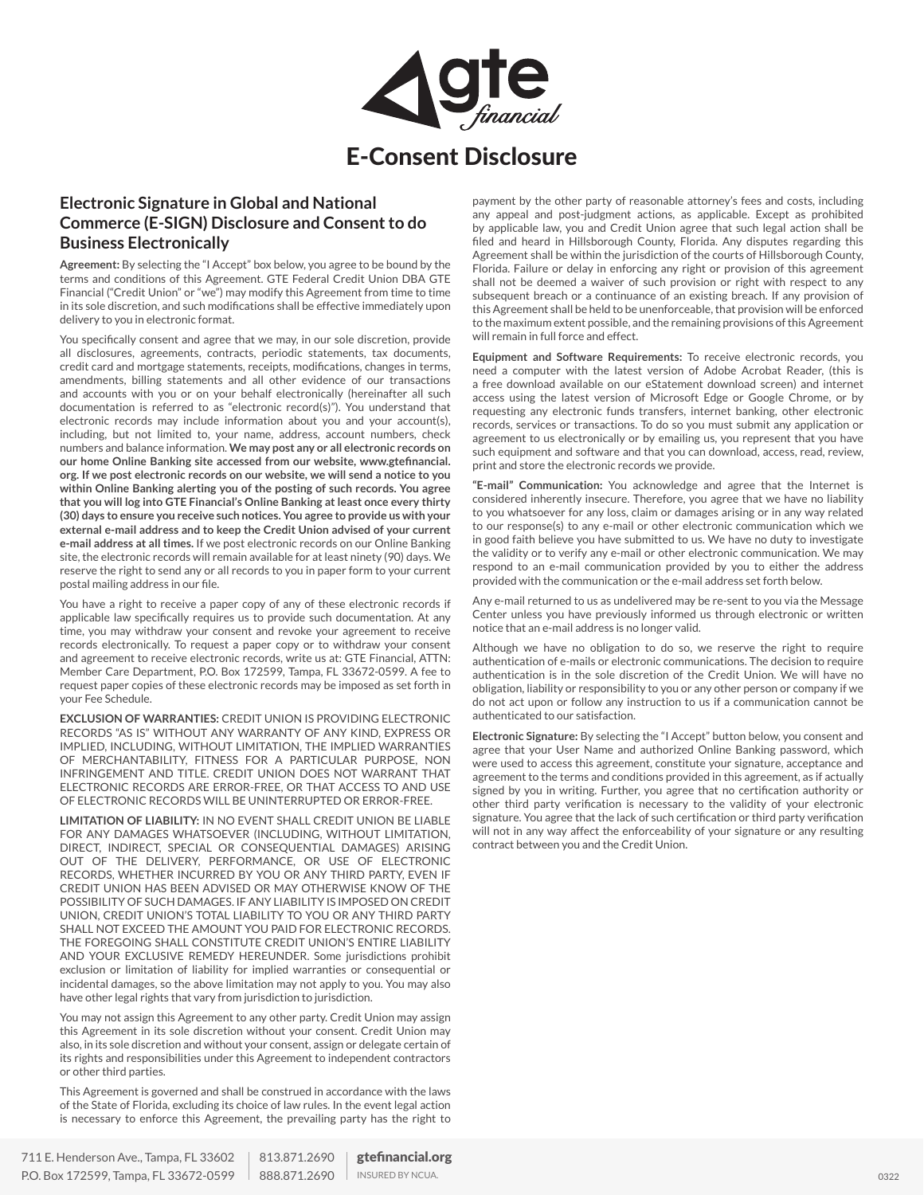# E-Consent Disclosure

## Electronic Signature in Global and National Commerce (E-SIGN) Disclosure and Consent to do Business Electronically

**Agreement:** By selecting the "I Accept" box below, you agree to be bound by the terms and conditions of this Agreement. GTE Federal Credit Union DBA GTE Financial ("Credit Union" or "we") may modify this Agreement from time to time in its sole discretion, and such modifications shall be effective immediately upon delivery to you in electronic format.

You specifically consent and agree that we may, in our sole discretion, provide all disclosures, agreements, contracts, periodic statements, tax documents, credit card and mortgage statements, receipts, modifications, changes in terms, amendments, billing statements and all other evidence of our transactions and accounts with you or on your behalf electronically (hereinafter all such documentation is referred to as "electronic record(s)"). You understand that electronic records may include information about you and your account(s), including, but not limited to, your name, address, account numbers, check numbers and balance information. **We may post any or all electronic records on our home Online Banking site accessed from our website, www.gtefinancial.org. If we post electronic records on our website, we will send a notice to you within Online Banking alerting you of the posting of such records. You agree that you will log into GTE Financial's Online Banking at least once every thirty (30) days to ensure you receive such notices. You agree to provide us with your external e-mail address and to keep the Credit Union advised of your current e-mail address at all times.** If we post electronic records on our Online Banking site, the electronic records will remain available for at least ninety (90) days. We reserve the right to send any or all records to you in paper form to your current postal mailing address in our file.

You have a right to receive a paper copy of any of these electronic records if applicable law specifically requires us to provide such documentation. At any time, you may withdraw your consent and revoke your agreement to receive records electronically. To request a paper copy or to withdraw your consent and agreement to receive electronic records, write us at: GTE Financial, ATTN: Member Care Department, P.O. Box 172599, Tampa, FL 33672-0599. A fee to request paper copies of these electronic records may be imposed as set forth in your Fee Schedule.

**EXCLUSION OF WARRANTIES:** CREDIT UNION IS PROVIDING ELECTRONIC RECORDS "AS IS" WITHOUT ANY WARRANTY OF ANY KIND, EXPRESS OR IMPLIED, INCLUDING, WITHOUT LIMITATION, THE IMPLIED WARRANTIES OF MERCHANTABILITY, FITNESS FOR A PARTICULAR PURPOSE, NON INFRINGEMENT AND TITLE. CREDIT UNION DOES NOT WARRANT THAT ELECTRONIC RECORDS ARE ERROR-FREE, OR THAT ACCESS TO AND USE OF ELECTRONIC RECORDS WILL BE UNINTERRUPTED OR ERROR-FREE.

**LIMITATION OF LIABILITY:** IN NO EVENT SHALL CREDIT UNION BE LIABLE FOR ANY DAMAGES WHATSOEVER (INCLUDING, WITHOUT LIMITATION, DIRECT, INDIRECT, SPECIAL OR CONSEQUENTIAL DAMAGES) ARISING OUT OF THE DELIVERY, PERFORMANCE, OR USE OF ELECTRONIC RECORDS, WHETHER INCURRED BY YOU OR ANY THIRD PARTY, EVEN IF CREDIT UNION HAS BEEN ADVISED OR MAY OTHERWISE KNOW OF THE POSSIBILITY OF SUCH DAMAGES. IF ANY LIABILITY IS IMPOSED ON CREDIT UNION, CREDIT UNION'S TOTAL LIABILITY TO YOU OR ANY THIRD PARTY SHALL NOT EXCEED THE AMOUNT YOU PAID FOR ELECTRONIC RECORDS. THE FOREGOING SHALL CONSTITUTE CREDIT UNION'S ENTIRE LIABILITY AND YOUR EXCLUSIVE REMEDY HEREUNDER. Some jurisdictions prohibit exclusion or limitation of liability for implied warranties or consequential or incidental damages, so the above limitation may not apply to you. You may also have other legal rights that vary from jurisdiction to jurisdiction.

You may not assign this Agreement to any other party. Credit Union may assign this Agreement in its sole discretion without your consent. Credit Union may also, in its sole discretion and without your consent, assign or delegate certain of its rights and responsibilities under this Agreement to independent contractors or other third parties.

This Agreement is governed and shall be construed in accordance with the laws of the State of Florida, excluding its choice of law rules. In the event legal action is necessary to enforce this Agreement, the prevailing party has the right to payment by the other party of reasonable attorney's fees and costs, including any appeal and post-judgment actions, as applicable. Except as prohibited by applicable law, you and Credit Union agree that such legal action shall be filed and heard in Hillsborough County, Florida. Any disputes regarding this Agreement shall be within the jurisdiction of the courts of Hillsborough County, Florida. Failure or delay in enforcing any right or provision of this agreement shall not be deemed a waiver of such provision or right with respect to any subsequent breach or a continuance of an existing breach. If any provision of this Agreement shall be held to be unenforceable, that provision will be enforced to the maximum extent possible, and the remaining provisions of this Agreement will remain in full force and effect.

**Equipment and Software Requirements:** To receive electronic records, you need a computer with the latest version of Adobe Acrobat Reader, (this is a free download available on our eStatement download screen) and internet access using the latest version of Microsoft Edge or Google Chrome, or by requesting any electronic funds transfers, internet banking, other electronic records, services or transactions. To do so you must submit any application or agreement to us electronically or by emailing us, you represent that you have such equipment and software and that you can download, access, read, review, print and store the electronic records we provide.

**"E-mail" Communication:** You acknowledge and agree that the Internet is considered inherently insecure. Therefore, you agree that we have no liability to you whatsoever for any loss, claim or damages arising or in any way related to our response(s) to any e-mail or other electronic communication which we in good faith believe you have submitted to us. We have no duty to investigate the validity or to verify any e-mail or other electronic communication. We may respond to an e-mail communication provided by you to either the address provided with the communication or the e-mail address set forth below.

Any e-mail returned to us as undelivered may be re-sent to you via the Message Center unless you have previously informed us through electronic or written notice that an e-mail address is no longer valid.

Although we have no obligation to do so, we reserve the right to require authentication of e-mails or electronic communications. The decision to require authentication is in the sole discretion of the Credit Union. We will have no obligation, liability or responsibility to you or any other person or company if we do not act upon or follow any instruction to us if a communication cannot be authenticated to our satisfaction.

**Electronic Signature:** By selecting the "I Accept" button below, you consent and agree that your User Name and authorized Online Banking password, which were used to access this agreement, constitute your signature, acceptance and agreement to the terms and conditions provided in this agreement, as if actually signed by you in writing. Further, you agree that no certification authority or other third party verification is necessary to the validity of your electronic signature. You agree that the lack of such certification or third party verification will not in any way affect the enforceability of your signature or any resulting contract between you and the Credit Union.

711 E. Henderson Ave., Tampa, FL 33602 | 813.871.2690 | gtefinancial.org
P.O. Box 172599, Tampa, FL 33672-0599 | 888.871.2690 | INSURED BY NCUA.